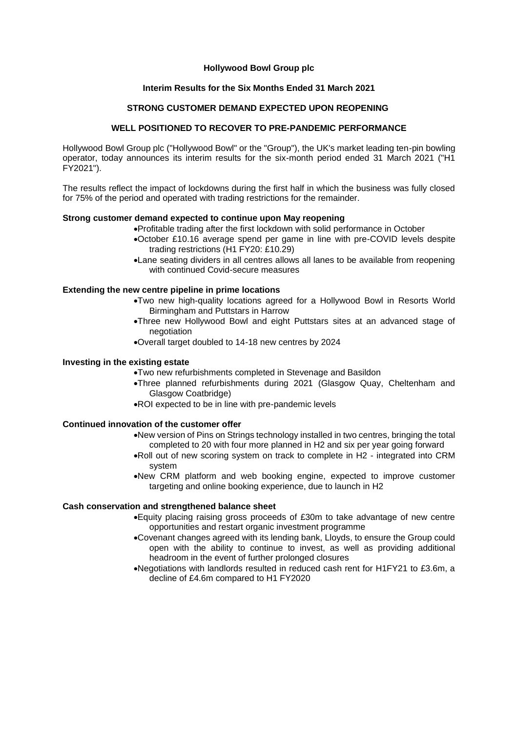# Hollywood Bowl Group plc

## Interim Results for the Six Months Ended 31 March 2021

## STRONG CUSTOMER DEMAND EXPECTED UPON REOPENING

## WELL POSITIONED TO RECOVER TO PRE-PANDEMIC PERFORMANCE

Hollywood Bowl Group plc ("Hollywood Bowl" or the "Group"), the UK's market leading ten-pin bowling operator, today announces its interim results for the six-month period ended 31 March 2021 ("H1 FY2021").

The results reflect the impact of lockdowns during the first half in which the business was fully closed for 75% of the period and operated with trading restrictions for the remainder.

**Strong customer demand expected to continue upon May reopening**

- Profitable trading after the first lockdown with solid performance in October
- October £10.16 average spend per game in line with pre-COVID levels despite trading restrictions (H1 FY20: £10.29)
- Lane seating dividers in all centres allows all lanes to be available from reopening with continued Covid-secure measures

**Extending the new centre pipeline in prime locations**

- Two new high-quality locations agreed for a Hollywood Bowl in Resorts World Birmingham and Puttstars in Harrow
- Three new Hollywood Bowl and eight Puttstars sites at an advanced stage of negotiation
- Overall target doubled to 14-18 new centres by 2024

**Investing in the existing estate**

- Two new refurbishments completed in Stevenage and Basildon
- Three planned refurbishments during 2021 (Glasgow Quay, Cheltenham and Glasgow Coatbridge)
- ROI expected to be in line with pre-pandemic levels

**Continued innovation of the customer offer**

- New version of Pins on Strings technology installed in two centres, bringing the total completed to 20 with four more planned in H2 and six per year going forward
- Roll out of new scoring system on track to complete in H2 - integrated into CRM system
- New CRM platform and web booking engine, expected to improve customer targeting and online booking experience, due to launch in H2

**Cash conservation and strengthened balance sheet**

- Equity placing raising gross proceeds of £30m to take advantage of new centre opportunities and restart organic investment programme
- Covenant changes agreed with its lending bank, Lloyds, to ensure the Group could open with the ability to continue to invest, as well as providing additional headroom in the event of further prolonged closures
- Negotiations with landlords resulted in reduced cash rent for H1FY21 to £3.6m, a decline of £4.6m compared to H1 FY2020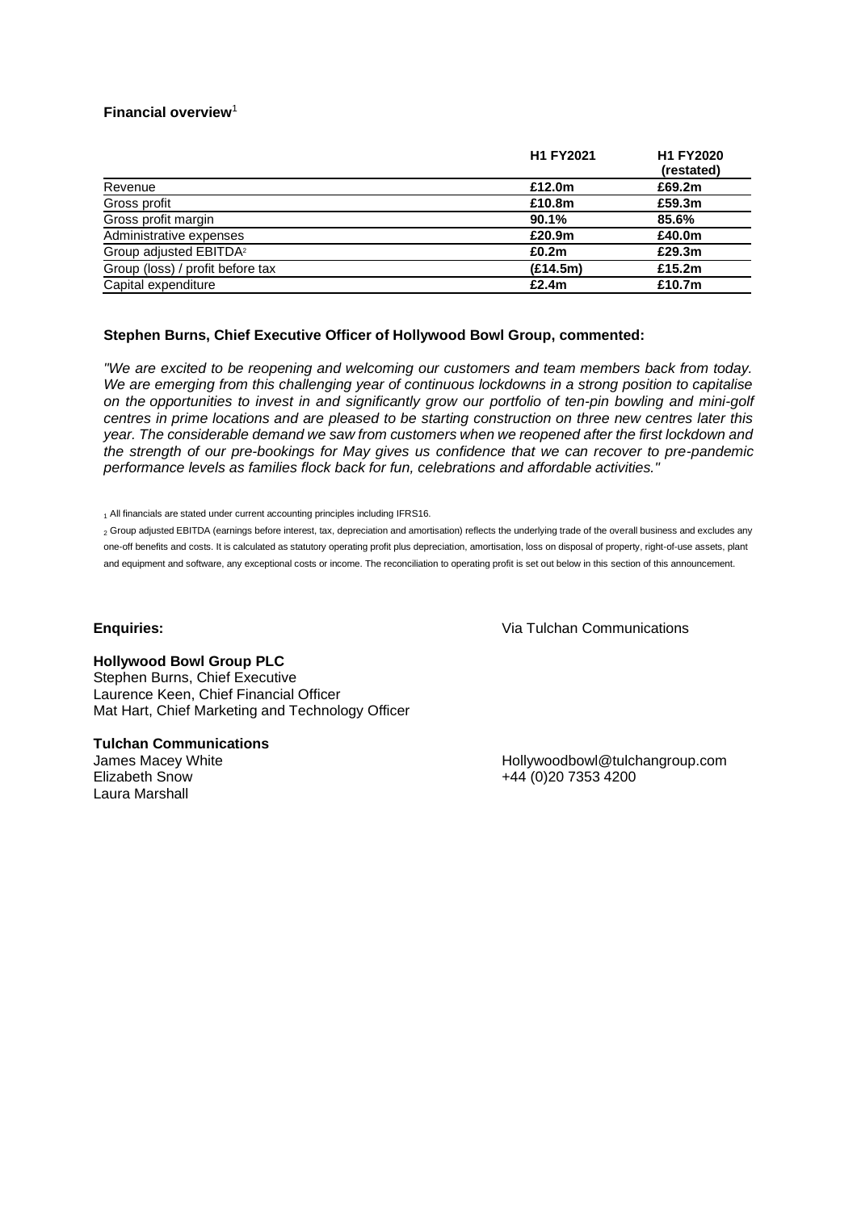**Financial overview**[1]

| | H1 FY2021 | H1 FY2020 (restated) |
|---|---|---|
| Revenue | **£12.0m** | **£69.2m** |
| Gross profit | **£10.8m** | **£59.3m** |
| Gross profit margin | **90.1%** | **85.6%** |
| Administrative expenses | **£20.9m** | **£40.0m** |
| Group adjusted EBITDA[2] | **£0.2m** | **£29.3m** |
| Group (loss) / profit before tax | **(£14.5m)** | **£15.2m** |
| Capital expenditure | **£2.4m** | **£10.7m** |

**Stephen Burns, Chief Executive Officer of Hollywood Bowl Group, commented:**

*"We are excited to be reopening and welcoming our customers and team members back from today. We are emerging from this challenging year of continuous lockdowns in a strong position to capitalise on the opportunities to invest in and significantly grow our portfolio of ten-pin bowling and mini-golf centres in prime locations and are pleased to be starting construction on three new centres later this year. The considerable demand we saw from customers when we reopened after the first lockdown and the strength of our pre-bookings for May gives us confidence that we can recover to pre-pandemic performance levels as families flock back for fun, celebrations and affordable activities."*

[1] All financials are stated under current accounting principles including IFRS16.

[2] Group adjusted EBITDA (earnings before interest, tax, depreciation and amortisation) reflects the underlying trade of the overall business and excludes any one-off benefits and costs. It is calculated as statutory operating profit plus depreciation, amortisation, loss on disposal of property, right-of-use assets, plant and equipment and software, any exceptional costs or income. The reconciliation to operating profit is set out below in this section of this announcement.

**Enquiries:** Via Tulchan Communications

**Hollywood Bowl Group PLC**
Stephen Burns, Chief Executive
Laurence Keen, Chief Financial Officer
Mat Hart, Chief Marketing and Technology Officer

**Tulchan Communications**
James Macey White
Elizabeth Snow
Laura Marshall

Hollywoodbowl@tulchangroup.com
+44 (0)20 7353 4200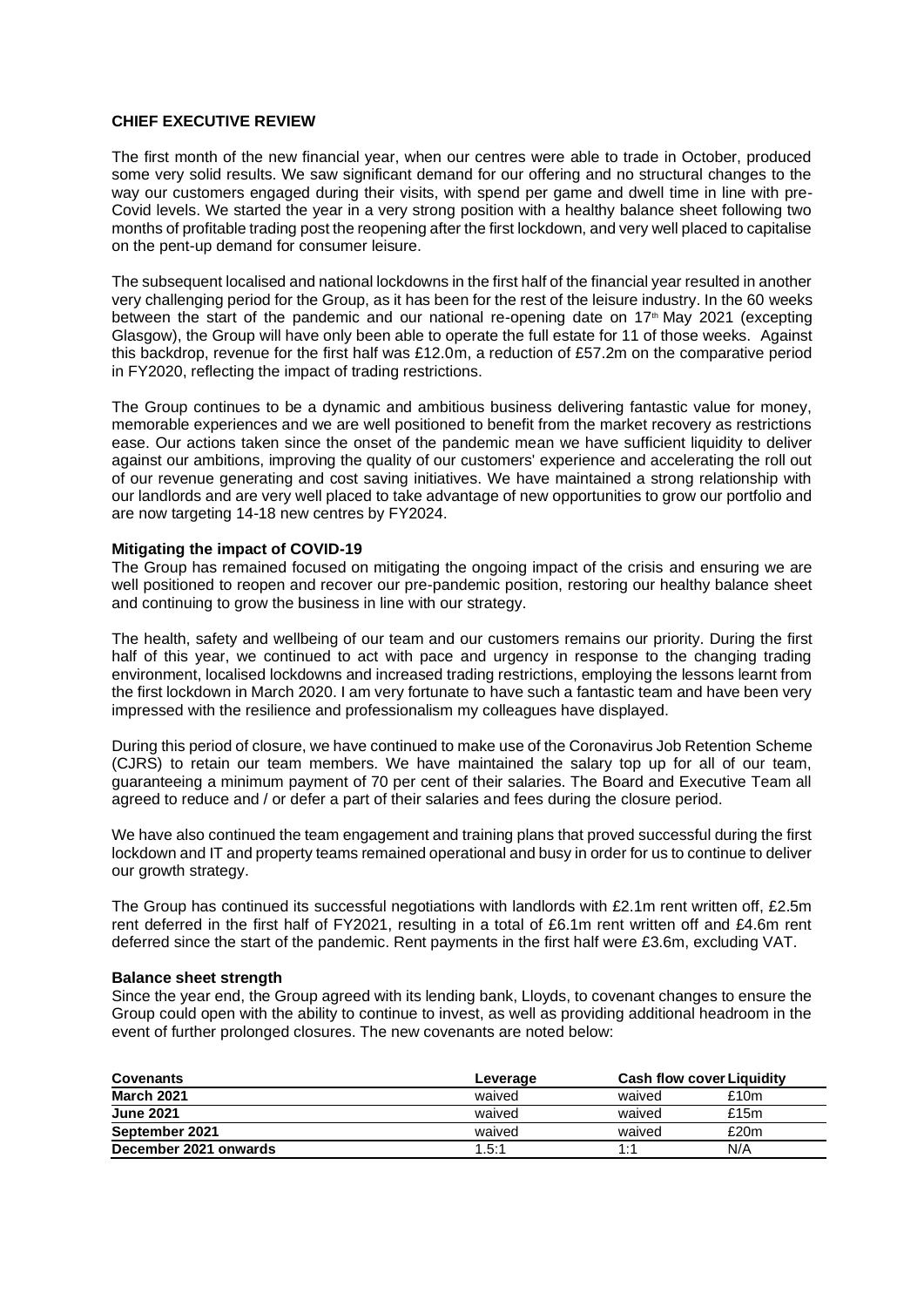## CHIEF EXECUTIVE REVIEW

The first month of the new financial year, when our centres were able to trade in October, produced some very solid results. We saw significant demand for our offering and no structural changes to the way our customers engaged during their visits, with spend per game and dwell time in line with pre-Covid levels. We started the year in a very strong position with a healthy balance sheet following two months of profitable trading post the reopening after the first lockdown, and very well placed to capitalise on the pent-up demand for consumer leisure.

The subsequent localised and national lockdowns in the first half of the financial year resulted in another very challenging period for the Group, as it has been for the rest of the leisure industry. In the 60 weeks between the start of the pandemic and our national re-opening date on 17th May 2021 (excepting Glasgow), the Group will have only been able to operate the full estate for 11 of those weeks. Against this backdrop, revenue for the first half was £12.0m, a reduction of £57.2m on the comparative period in FY2020, reflecting the impact of trading restrictions.

The Group continues to be a dynamic and ambitious business delivering fantastic value for money, memorable experiences and we are well positioned to benefit from the market recovery as restrictions ease. Our actions taken since the onset of the pandemic mean we have sufficient liquidity to deliver against our ambitions, improving the quality of our customers' experience and accelerating the roll out of our revenue generating and cost saving initiatives. We have maintained a strong relationship with our landlords and are very well placed to take advantage of new opportunities to grow our portfolio and are now targeting 14-18 new centres by FY2024.

### Mitigating the impact of COVID-19

The Group has remained focused on mitigating the ongoing impact of the crisis and ensuring we are well positioned to reopen and recover our pre-pandemic position, restoring our healthy balance sheet and continuing to grow the business in line with our strategy.

The health, safety and wellbeing of our team and our customers remains our priority. During the first half of this year, we continued to act with pace and urgency in response to the changing trading environment, localised lockdowns and increased trading restrictions, employing the lessons learnt from the first lockdown in March 2020. I am very fortunate to have such a fantastic team and have been very impressed with the resilience and professionalism my colleagues have displayed.

During this period of closure, we have continued to make use of the Coronavirus Job Retention Scheme (CJRS) to retain our team members. We have maintained the salary top up for all of our team, guaranteeing a minimum payment of 70 per cent of their salaries. The Board and Executive Team all agreed to reduce and / or defer a part of their salaries and fees during the closure period.

We have also continued the team engagement and training plans that proved successful during the first lockdown and IT and property teams remained operational and busy in order for us to continue to deliver our growth strategy.

The Group has continued its successful negotiations with landlords with £2.1m rent written off, £2.5m rent deferred in the first half of FY2021, resulting in a total of £6.1m rent written off and £4.6m rent deferred since the start of the pandemic. Rent payments in the first half were £3.6m, excluding VAT.

### Balance sheet strength

Since the year end, the Group agreed with its lending bank, Lloyds, to covenant changes to ensure the Group could open with the ability to continue to invest, as well as providing additional headroom in the event of further prolonged closures. The new covenants are noted below:

| Covenants | Leverage | Cash flow cover | Liquidity |
|---|---|---|---|
| March 2021 | waived | waived | £10m |
| June 2021 | waived | waived | £15m |
| September 2021 | waived | waived | £20m |
| December 2021 onwards | 1.5:1 | 1:1 | N/A |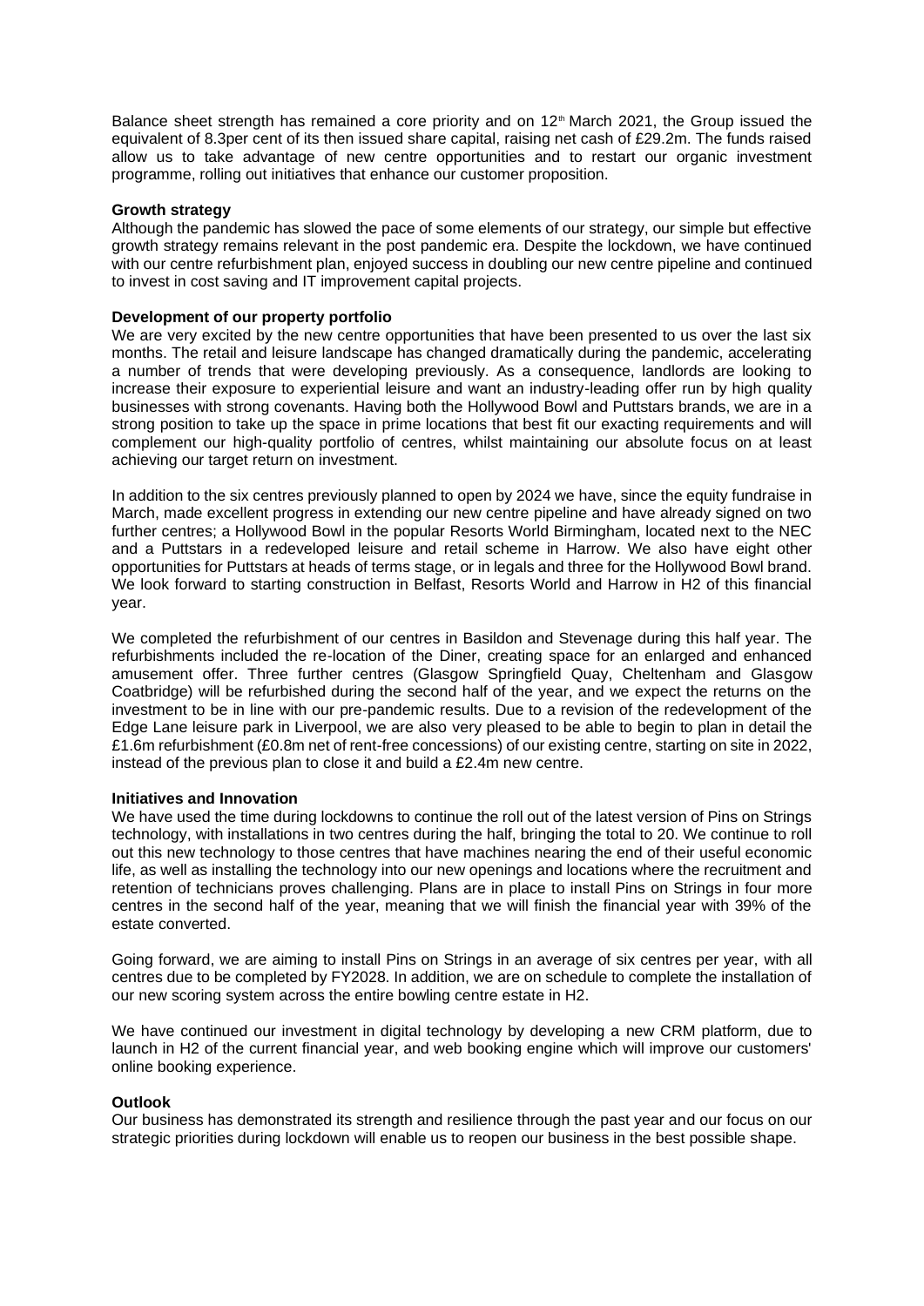Balance sheet strength has remained a core priority and on 12th March 2021, the Group issued the equivalent of 8.3per cent of its then issued share capital, raising net cash of £29.2m. The funds raised allow us to take advantage of new centre opportunities and to restart our organic investment programme, rolling out initiatives that enhance our customer proposition.

**Growth strategy**

Although the pandemic has slowed the pace of some elements of our strategy, our simple but effective growth strategy remains relevant in the post pandemic era. Despite the lockdown, we have continued with our centre refurbishment plan, enjoyed success in doubling our new centre pipeline and continued to invest in cost saving and IT improvement capital projects.

**Development of our property portfolio**

We are very excited by the new centre opportunities that have been presented to us over the last six months. The retail and leisure landscape has changed dramatically during the pandemic, accelerating a number of trends that were developing previously. As a consequence, landlords are looking to increase their exposure to experiential leisure and want an industry-leading offer run by high quality businesses with strong covenants. Having both the Hollywood Bowl and Puttstars brands, we are in a strong position to take up the space in prime locations that best fit our exacting requirements and will complement our high-quality portfolio of centres, whilst maintaining our absolute focus on at least achieving our target return on investment.

In addition to the six centres previously planned to open by 2024 we have, since the equity fundraise in March, made excellent progress in extending our new centre pipeline and have already signed on two further centres; a Hollywood Bowl in the popular Resorts World Birmingham, located next to the NEC and a Puttstars in a redeveloped leisure and retail scheme in Harrow. We also have eight other opportunities for Puttstars at heads of terms stage, or in legals and three for the Hollywood Bowl brand. We look forward to starting construction in Belfast, Resorts World and Harrow in H2 of this financial year.

We completed the refurbishment of our centres in Basildon and Stevenage during this half year. The refurbishments included the re-location of the Diner, creating space for an enlarged and enhanced amusement offer. Three further centres (Glasgow Springfield Quay, Cheltenham and Glasgow Coatbridge) will be refurbished during the second half of the year, and we expect the returns on the investment to be in line with our pre-pandemic results. Due to a revision of the redevelopment of the Edge Lane leisure park in Liverpool, we are also very pleased to be able to begin to plan in detail the £1.6m refurbishment (£0.8m net of rent-free concessions) of our existing centre, starting on site in 2022, instead of the previous plan to close it and build a £2.4m new centre.

**Initiatives and Innovation**

We have used the time during lockdowns to continue the roll out of the latest version of Pins on Strings technology, with installations in two centres during the half, bringing the total to 20. We continue to roll out this new technology to those centres that have machines nearing the end of their useful economic life, as well as installing the technology into our new openings and locations where the recruitment and retention of technicians proves challenging. Plans are in place to install Pins on Strings in four more centres in the second half of the year, meaning that we will finish the financial year with 39% of the estate converted.

Going forward, we are aiming to install Pins on Strings in an average of six centres per year, with all centres due to be completed by FY2028. In addition, we are on schedule to complete the installation of our new scoring system across the entire bowling centre estate in H2.

We have continued our investment in digital technology by developing a new CRM platform, due to launch in H2 of the current financial year, and web booking engine which will improve our customers' online booking experience.

**Outlook**

Our business has demonstrated its strength and resilience through the past year and our focus on our strategic priorities during lockdown will enable us to reopen our business in the best possible shape.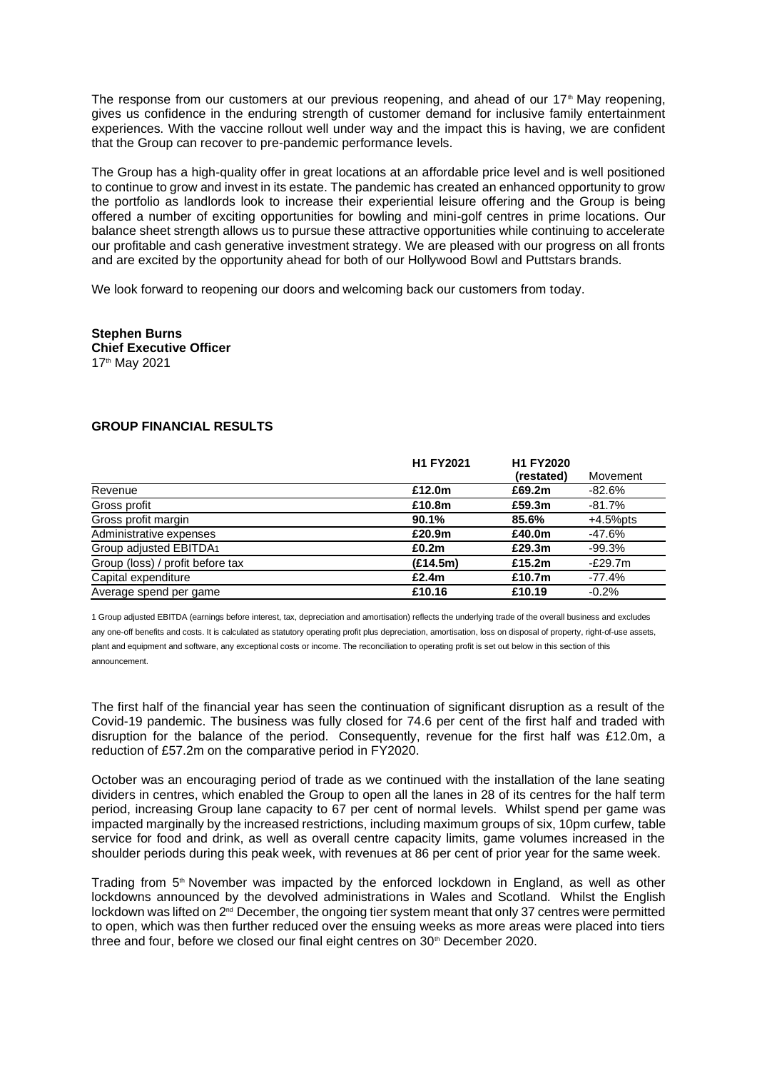The response from our customers at our previous reopening, and ahead of our 17th May reopening, gives us confidence in the enduring strength of customer demand for inclusive family entertainment experiences. With the vaccine rollout well under way and the impact this is having, we are confident that the Group can recover to pre-pandemic performance levels.

The Group has a high-quality offer in great locations at an affordable price level and is well positioned to continue to grow and invest in its estate. The pandemic has created an enhanced opportunity to grow the portfolio as landlords look to increase their experiential leisure offering and the Group is being offered a number of exciting opportunities for bowling and mini-golf centres in prime locations. Our balance sheet strength allows us to pursue these attractive opportunities while continuing to accelerate our profitable and cash generative investment strategy. We are pleased with our progress on all fronts and are excited by the opportunity ahead for both of our Hollywood Bowl and Puttstars brands.

We look forward to reopening our doors and welcoming back our customers from today.

**Stephen Burns**
**Chief Executive Officer**
17th May 2021

## GROUP FINANCIAL RESULTS

| | H1 FY2021 | H1 FY2020 (restated) | Movement |
|---|---|---|---|
| Revenue | **£12.0m** | £69.2m | -82.6% |
| Gross profit | **£10.8m** | £59.3m | -81.7% |
| Gross profit margin | **90.1%** | 85.6% | +4.5%pts |
| Administrative expenses | **£20.9m** | £40.0m | -47.6% |
| Group adjusted EBITDA[1] | **£0.2m** | £29.3m | -99.3% |
| Group (loss) / profit before tax | **(£14.5m)** | £15.2m | -£29.7m |
| Capital expenditure | **£2.4m** | £10.7m | -77.4% |
| Average spend per game | **£10.16** | £10.19 | -0.2% |

1 Group adjusted EBITDA (earnings before interest, tax, depreciation and amortisation) reflects the underlying trade of the overall business and excludes any one-off benefits and costs. It is calculated as statutory operating profit plus depreciation, amortisation, loss on disposal of property, right-of-use assets, plant and equipment and software, any exceptional costs or income. The reconciliation to operating profit is set out below in this section of this announcement.

The first half of the financial year has seen the continuation of significant disruption as a result of the Covid-19 pandemic. The business was fully closed for 74.6 per cent of the first half and traded with disruption for the balance of the period. Consequently, revenue for the first half was £12.0m, a reduction of £57.2m on the comparative period in FY2020.

October was an encouraging period of trade as we continued with the installation of the lane seating dividers in centres, which enabled the Group to open all the lanes in 28 of its centres for the half term period, increasing Group lane capacity to 67 per cent of normal levels. Whilst spend per game was impacted marginally by the increased restrictions, including maximum groups of six, 10pm curfew, table service for food and drink, as well as overall centre capacity limits, game volumes increased in the shoulder periods during this peak week, with revenues at 86 per cent of prior year for the same week.

Trading from 5th November was impacted by the enforced lockdown in England, as well as other lockdowns announced by the devolved administrations in Wales and Scotland. Whilst the English lockdown was lifted on 2nd December, the ongoing tier system meant that only 37 centres were permitted to open, which was then further reduced over the ensuing weeks as more areas were placed into tiers three and four, before we closed our final eight centres on 30th December 2020.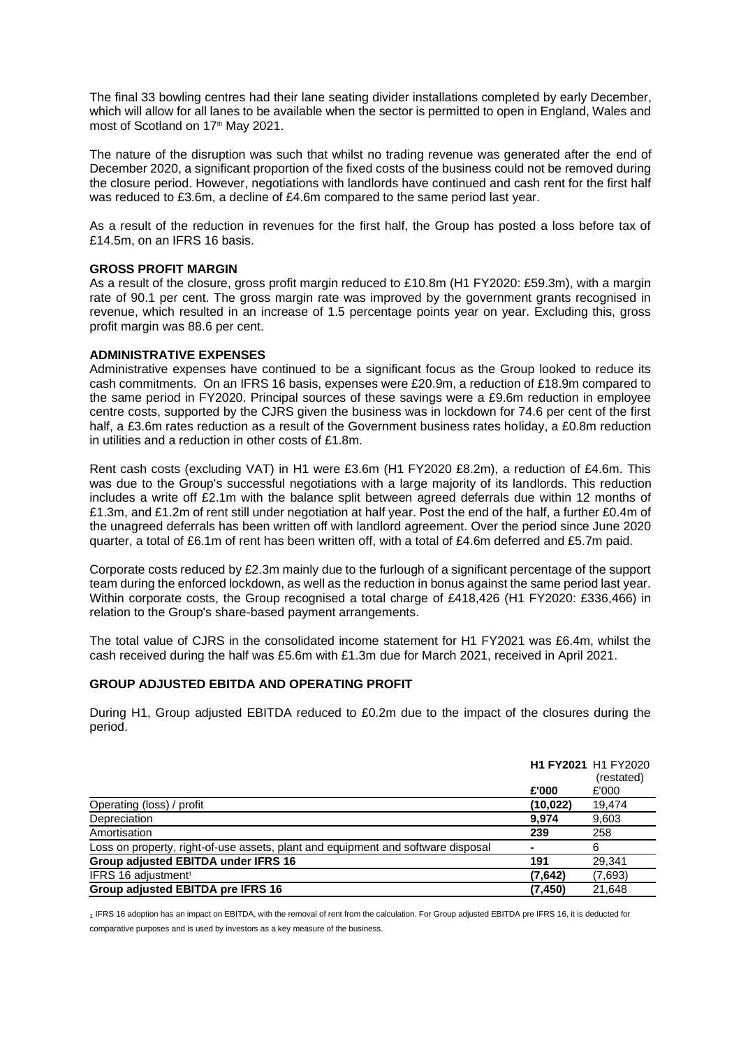The final 33 bowling centres had their lane seating divider installations completed by early December, which will allow for all lanes to be available when the sector is permitted to open in England, Wales and most of Scotland on 17th May 2021.

The nature of the disruption was such that whilst no trading revenue was generated after the end of December 2020, a significant proportion of the fixed costs of the business could not be removed during the closure period. However, negotiations with landlords have continued and cash rent for the first half was reduced to £3.6m, a decline of £4.6m compared to the same period last year.

As a result of the reduction in revenues for the first half, the Group has posted a loss before tax of £14.5m, on an IFRS 16 basis.

**GROSS PROFIT MARGIN**

As a result of the closure, gross profit margin reduced to £10.8m (H1 FY2020: £59.3m), with a margin rate of 90.1 per cent. The gross margin rate was improved by the government grants recognised in revenue, which resulted in an increase of 1.5 percentage points year on year. Excluding this, gross profit margin was 88.6 per cent.

**ADMINISTRATIVE EXPENSES**

Administrative expenses have continued to be a significant focus as the Group looked to reduce its cash commitments. On an IFRS 16 basis, expenses were £20.9m, a reduction of £18.9m compared to the same period in FY2020. Principal sources of these savings were a £9.6m reduction in employee centre costs, supported by the CJRS given the business was in lockdown for 74.6 per cent of the first half, a £3.6m rates reduction as a result of the Government business rates holiday, a £0.8m reduction in utilities and a reduction in other costs of £1.8m.

Rent cash costs (excluding VAT) in H1 were £3.6m (H1 FY2020 £8.2m), a reduction of £4.6m. This was due to the Group's successful negotiations with a large majority of its landlords. This reduction includes a write off £2.1m with the balance split between agreed deferrals due within 12 months of £1.3m, and £1.2m of rent still under negotiation at half year. Post the end of the half, a further £0.4m of the unagreed deferrals has been written off with landlord agreement. Over the period since June 2020 quarter, a total of £6.1m of rent has been written off, with a total of £4.6m deferred and £5.7m paid.

Corporate costs reduced by £2.3m mainly due to the furlough of a significant percentage of the support team during the enforced lockdown, as well as the reduction in bonus against the same period last year. Within corporate costs, the Group recognised a total charge of £418,426 (H1 FY2020: £336,466) in relation to the Group's share-based payment arrangements.

The total value of CJRS in the consolidated income statement for H1 FY2021 was £6.4m, whilst the cash received during the half was £5.6m with £1.3m due for March 2021, received in April 2021.

**GROUP ADJUSTED EBITDA AND OPERATING PROFIT**

During H1, Group adjusted EBITDA reduced to £0.2m due to the impact of the closures during the period.

| | **H1 FY2021** | H1 FY2020 (restated) |
|---|---|---|
| | **£'000** | £'000 |
| Operating (loss) / profit | **(10,022)** | 19,474 |
| Depreciation | **9,974** | 9,603 |
| Amortisation | **239** | 258 |
| Loss on property, right-of-use assets, plant and equipment and software disposal | **-** | 6 |
| **Group adjusted EBITDA under IFRS 16** | **191** | 29,341 |
| IFRS 16 adjustment[1] | **(7,642)** | (7,693) |
| **Group adjusted EBITDA pre IFRS 16** | **(7,450)** | 21,648 |

[1] IFRS 16 adoption has an impact on EBITDA, with the removal of rent from the calculation. For Group adjusted EBITDA pre IFRS 16, it is deducted for comparative purposes and is used by investors as a key measure of the business.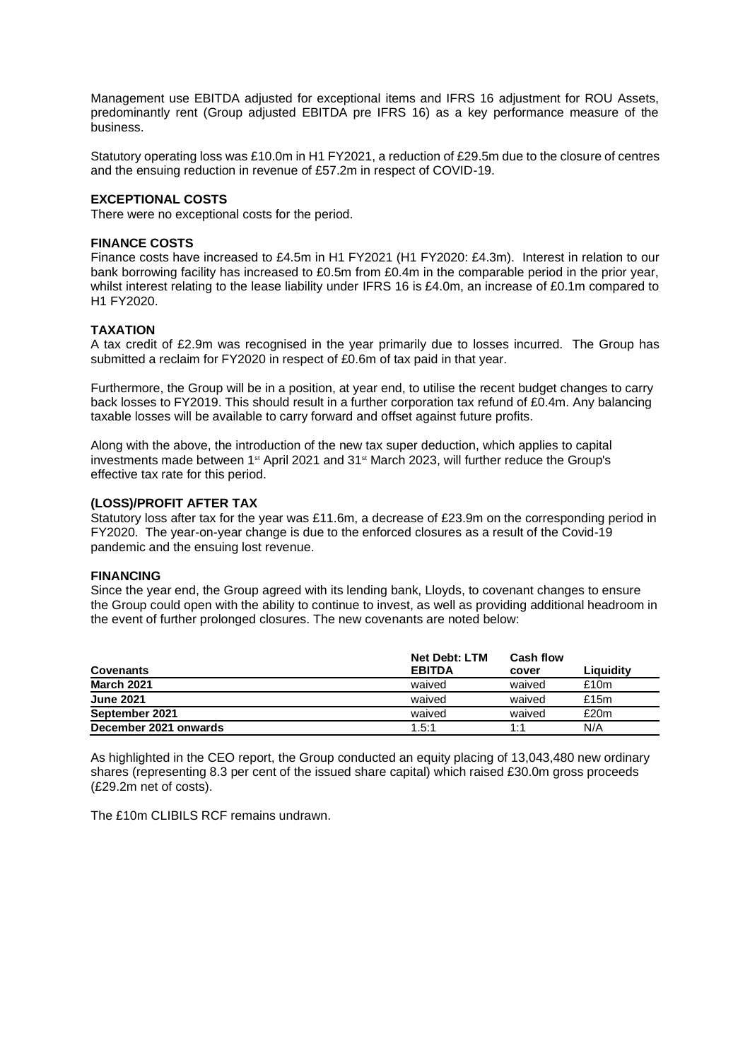Management use EBITDA adjusted for exceptional items and IFRS 16 adjustment for ROU Assets, predominantly rent (Group adjusted EBITDA pre IFRS 16) as a key performance measure of the business.

Statutory operating loss was £10.0m in H1 FY2021, a reduction of £29.5m due to the closure of centres and the ensuing reduction in revenue of £57.2m in respect of COVID-19.

**EXCEPTIONAL COSTS**

There were no exceptional costs for the period.

**FINANCE COSTS**

Finance costs have increased to £4.5m in H1 FY2021 (H1 FY2020: £4.3m). Interest in relation to our bank borrowing facility has increased to £0.5m from £0.4m in the comparable period in the prior year, whilst interest relating to the lease liability under IFRS 16 is £4.0m, an increase of £0.1m compared to H1 FY2020.

**TAXATION**

A tax credit of £2.9m was recognised in the year primarily due to losses incurred. The Group has submitted a reclaim for FY2020 in respect of £0.6m of tax paid in that year.

Furthermore, the Group will be in a position, at year end, to utilise the recent budget changes to carry back losses to FY2019. This should result in a further corporation tax refund of £0.4m. Any balancing taxable losses will be available to carry forward and offset against future profits.

Along with the above, the introduction of the new tax super deduction, which applies to capital investments made between 1st April 2021 and 31st March 2023, will further reduce the Group's effective tax rate for this period.

**(LOSS)/PROFIT AFTER TAX**

Statutory loss after tax for the year was £11.6m, a decrease of £23.9m on the corresponding period in FY2020. The year-on-year change is due to the enforced closures as a result of the Covid-19 pandemic and the ensuing lost revenue.

**FINANCING**

Since the year end, the Group agreed with its lending bank, Lloyds, to covenant changes to ensure the Group could open with the ability to continue to invest, as well as providing additional headroom in the event of further prolonged closures. The new covenants are noted below:

| Covenants | Net Debt: LTM EBITDA | Cash flow cover | Liquidity |
|---|---|---|---|
| **March 2021** | waived | waived | £10m |
| **June 2021** | waived | waived | £15m |
| **September 2021** | waived | waived | £20m |
| **December 2021 onwards** | 1.5:1 | 1:1 | N/A |

As highlighted in the CEO report, the Group conducted an equity placing of 13,043,480 new ordinary shares (representing 8.3 per cent of the issued share capital) which raised £30.0m gross proceeds (£29.2m net of costs).

The £10m CLIBILS RCF remains undrawn.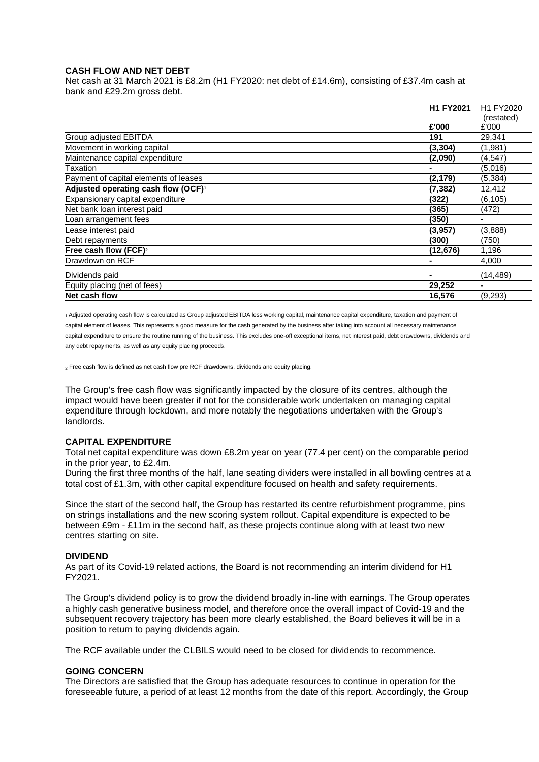## CASH FLOW AND NET DEBT

Net cash at 31 March 2021 is £8.2m (H1 FY2020: net debt of £14.6m), consisting of £37.4m cash at bank and £29.2m gross debt.

| | **H1 FY2021** | H1 FY2020 (restated) |
|---|---|---|
| | **£'000** | £'000 |
| Group adjusted EBITDA | **191** | 29,341 |
| Movement in working capital | **(3,304)** | (1,981) |
| Maintenance capital expenditure | **(2,090)** | (4,547) |
| Taxation | - | (5,016) |
| Payment of capital elements of leases | **(2,179)** | (5,384) |
| **Adjusted operating cash flow (OCF)[1]** | **(7,382)** | 12,412 |
| Expansionary capital expenditure | **(322)** | (6,105) |
| Net bank loan interest paid | **(365)** | (472) |
| Loan arrangement fees | **(350)** | **-** |
| Lease interest paid | **(3,957)** | (3,888) |
| Debt repayments | **(300)** | (750) |
| **Free cash flow (FCF)[2]** | **(12,676)** | 1,196 |
| Drawdown on RCF | **-** | 4,000 |
| Dividends paid | **-** | (14,489) |
| Equity placing (net of fees) | **29,252** | - |
| **Net cash flow** | **16,576** | (9,293) |

[1] Adjusted operating cash flow is calculated as Group adjusted EBITDA less working capital, maintenance capital expenditure, taxation and payment of capital element of leases. This represents a good measure for the cash generated by the business after taking into account all necessary maintenance capital expenditure to ensure the routine running of the business. This excludes one-off exceptional items, net interest paid, debt drawdowns, dividends and any debt repayments, as well as any equity placing proceeds.

[2] Free cash flow is defined as net cash flow pre RCF drawdowns, dividends and equity placing.

The Group's free cash flow was significantly impacted by the closure of its centres, although the impact would have been greater if not for the considerable work undertaken on managing capital expenditure through lockdown, and more notably the negotiations undertaken with the Group's landlords.

## CAPITAL EXPENDITURE

Total net capital expenditure was down £8.2m year on year (77.4 per cent) on the comparable period in the prior year, to £2.4m.

During the first three months of the half, lane seating dividers were installed in all bowling centres at a total cost of £1.3m, with other capital expenditure focused on health and safety requirements.

Since the start of the second half, the Group has restarted its centre refurbishment programme, pins on strings installations and the new scoring system rollout. Capital expenditure is expected to be between £9m - £11m in the second half, as these projects continue along with at least two new centres starting on site.

## DIVIDEND

As part of its Covid-19 related actions, the Board is not recommending an interim dividend for H1 FY2021.

The Group's dividend policy is to grow the dividend broadly in-line with earnings. The Group operates a highly cash generative business model, and therefore once the overall impact of Covid-19 and the subsequent recovery trajectory has been more clearly established, the Board believes it will be in a position to return to paying dividends again.

The RCF available under the CLBILS would need to be closed for dividends to recommence.

## GOING CONCERN

The Directors are satisfied that the Group has adequate resources to continue in operation for the foreseeable future, a period of at least 12 months from the date of this report. Accordingly, the Group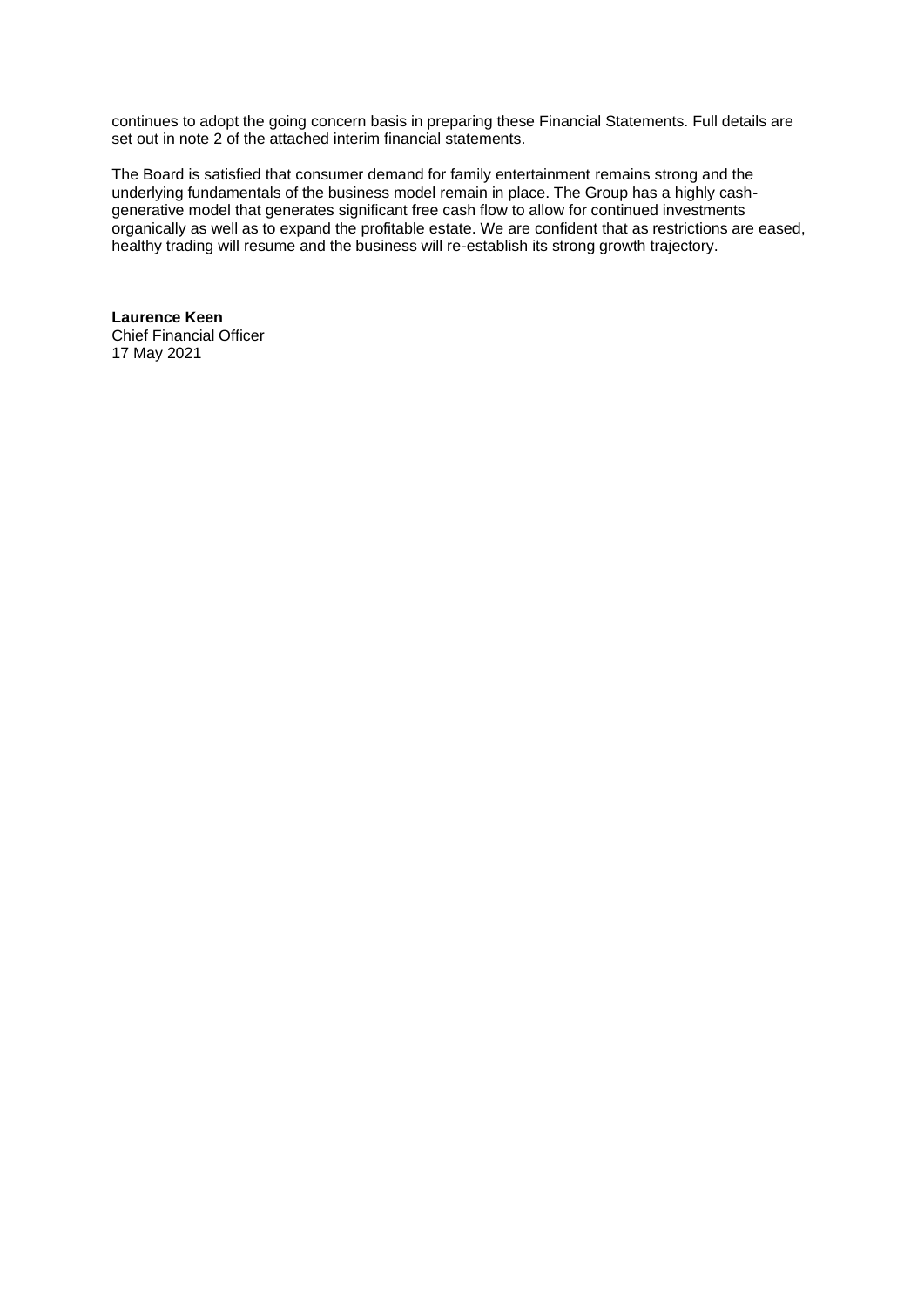continues to adopt the going concern basis in preparing these Financial Statements. Full details are set out in note 2 of the attached interim financial statements.

The Board is satisfied that consumer demand for family entertainment remains strong and the underlying fundamentals of the business model remain in place. The Group has a highly cash-generative model that generates significant free cash flow to allow for continued investments organically as well as to expand the profitable estate. We are confident that as restrictions are eased, healthy trading will resume and the business will re-establish its strong growth trajectory.

**Laurence Keen**
Chief Financial Officer
17 May 2021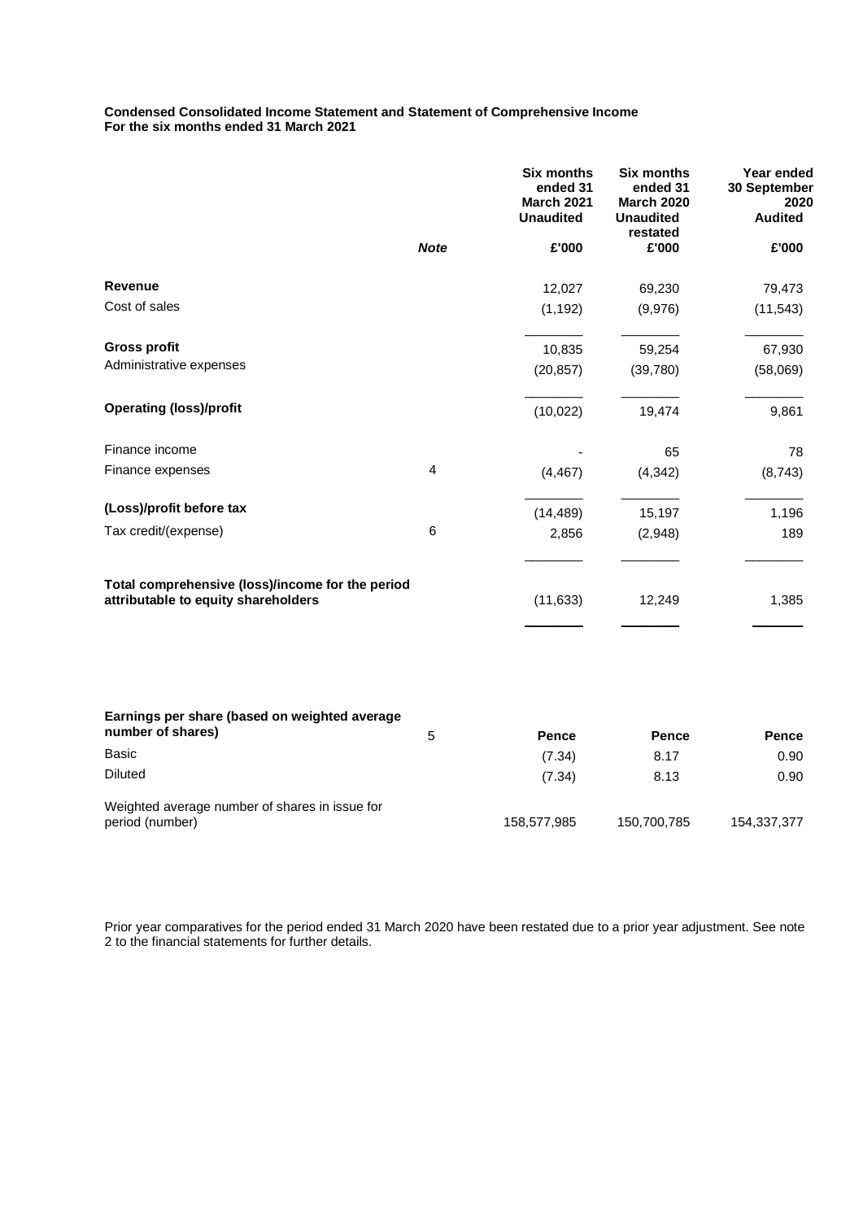**Condensed Consolidated Income Statement and Statement of Comprehensive Income**
**For the six months ended 31 March 2021**

| | Note | Six months ended 31 March 2021 Unaudited | Six months ended 31 March 2020 Unaudited restated | Year ended 30 September 2020 Audited |
|---|---|---|---|---|
| | | £'000 | £'000 | £'000 |
| **Revenue** | | 12,027 | 69,230 | 79,473 |
| Cost of sales | | (1,192) | (9,976) | (11,543) |
| **Gross profit** | | 10,835 | 59,254 | 67,930 |
| Administrative expenses | | (20,857) | (39,780) | (58,069) |
| **Operating (loss)/profit** | | (10,022) | 19,474 | 9,861 |
| Finance income | | - | 65 | 78 |
| Finance expenses | 4 | (4,467) | (4,342) | (8,743) |
| **(Loss)/profit before tax** | | (14,489) | 15,197 | 1,196 |
| Tax credit/(expense) | 6 | 2,856 | (2,948) | 189 |
| **Total comprehensive (loss)/income for the period attributable to equity shareholders** | | (11,633) | 12,249 | 1,385 |

| | Note | | | |
|---|---|---|---|---|
| **Earnings per share (based on weighted average number of shares)** | 5 | **Pence** | **Pence** | **Pence** |
| Basic | | (7.34) | 8.17 | 0.90 |
| Diluted | | (7.34) | 8.13 | 0.90 |
| Weighted average number of shares in issue for period (number) | | 158,577,985 | 150,700,785 | 154,337,377 |

Prior year comparatives for the period ended 31 March 2020 have been restated due to a prior year adjustment. See note 2 to the financial statements for further details.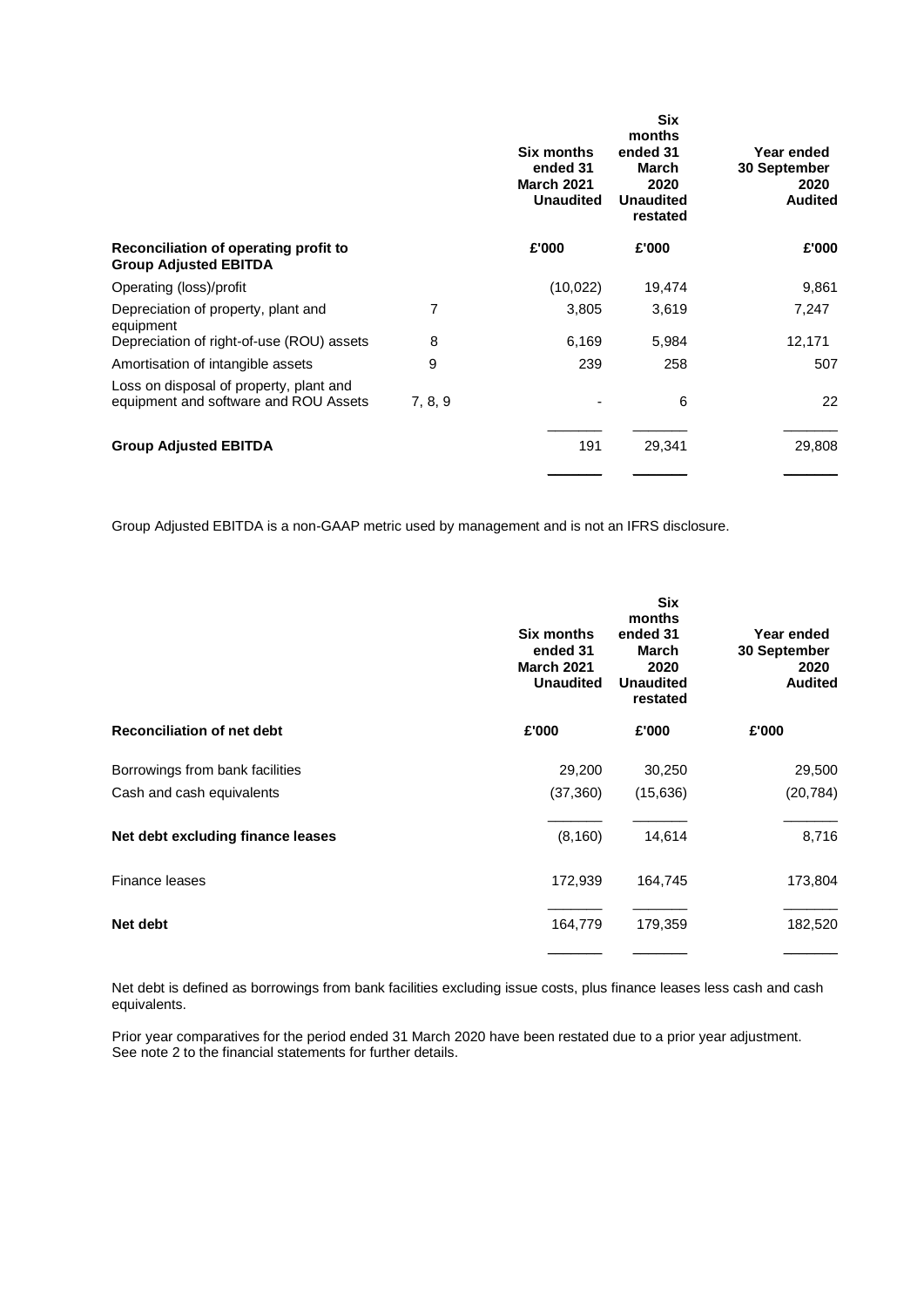| Reconciliation of operating profit to Group Adjusted EBITDA | | Six months ended 31 March 2021 Unaudited | Six months ended 31 March 2020 Unaudited restated | Year ended 30 September 2020 Audited |
|---|---|---|---|---|
| | | £'000 | £'000 | £'000 |
| Operating (loss)/profit | | (10,022) | 19,474 | 9,861 |
| Depreciation of property, plant and equipment | 7 | 3,805 | 3,619 | 7,247 |
| Depreciation of right-of-use (ROU) assets | 8 | 6,169 | 5,984 | 12,171 |
| Amortisation of intangible assets | 9 | 239 | 258 | 507 |
| Loss on disposal of property, plant and equipment and software and ROU Assets | 7, 8, 9 | - | 6 | 22 |
| **Group Adjusted EBITDA** | | 191 | 29,341 | 29,808 |

Group Adjusted EBITDA is a non-GAAP metric used by management and is not an IFRS disclosure.

| Reconciliation of net debt | Six months ended 31 March 2021 Unaudited | Six months ended 31 March 2020 Unaudited restated | Year ended 30 September 2020 Audited |
|---|---|---|---|
| | £'000 | £'000 | £'000 |
| Borrowings from bank facilities | 29,200 | 30,250 | 29,500 |
| Cash and cash equivalents | (37,360) | (15,636) | (20,784) |
| **Net debt excluding finance leases** | (8,160) | 14,614 | 8,716 |
| Finance leases | 172,939 | 164,745 | 173,804 |
| **Net debt** | 164,779 | 179,359 | 182,520 |

Net debt is defined as borrowings from bank facilities excluding issue costs, plus finance leases less cash and cash equivalents.

Prior year comparatives for the period ended 31 March 2020 have been restated due to a prior year adjustment. See note 2 to the financial statements for further details.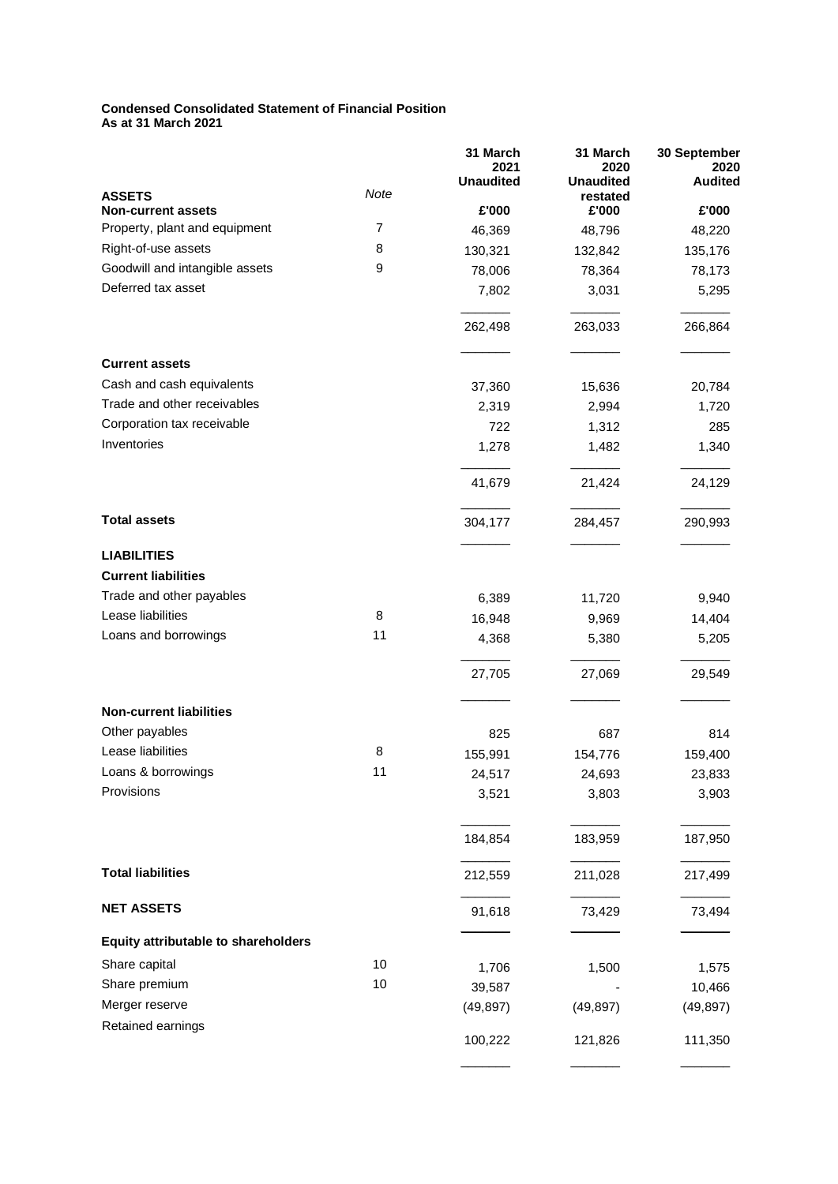**Condensed Consolidated Statement of Financial Position**
**As at 31 March 2021**

| | Note | 31 March 2021 Unaudited | 31 March 2020 Unaudited restated | 30 September 2020 Audited |
|---|---|---|---|---|
| **ASSETS** | | | | |
| **Non-current assets** | | **£'000** | **£'000** | **£'000** |
| Property, plant and equipment | 7 | 46,369 | 48,796 | 48,220 |
| Right-of-use assets | 8 | 130,321 | 132,842 | 135,176 |
| Goodwill and intangible assets | 9 | 78,006 | 78,364 | 78,173 |
| Deferred tax asset | | 7,802 | 3,031 | 5,295 |
| | | 262,498 | 263,033 | 266,864 |
| **Current assets** | | | | |
| Cash and cash equivalents | | 37,360 | 15,636 | 20,784 |
| Trade and other receivables | | 2,319 | 2,994 | 1,720 |
| Corporation tax receivable | | 722 | 1,312 | 285 |
| Inventories | | 1,278 | 1,482 | 1,340 |
| | | 41,679 | 21,424 | 24,129 |
| **Total assets** | | 304,177 | 284,457 | 290,993 |
| **LIABILITIES** | | | | |
| **Current liabilities** | | | | |
| Trade and other payables | | 6,389 | 11,720 | 9,940 |
| Lease liabilities | 8 | 16,948 | 9,969 | 14,404 |
| Loans and borrowings | 11 | 4,368 | 5,380 | 5,205 |
| | | 27,705 | 27,069 | 29,549 |
| **Non-current liabilities** | | | | |
| Other payables | | 825 | 687 | 814 |
| Lease liabilities | 8 | 155,991 | 154,776 | 159,400 |
| Loans & borrowings | 11 | 24,517 | 24,693 | 23,833 |
| Provisions | | 3,521 | 3,803 | 3,903 |
| | | 184,854 | 183,959 | 187,950 |
| **Total liabilities** | | 212,559 | 211,028 | 217,499 |
| **NET ASSETS** | | 91,618 | 73,429 | 73,494 |
| **Equity attributable to shareholders** | | | | |
| Share capital | 10 | 1,706 | 1,500 | 1,575 |
| Share premium | 10 | 39,587 | - | 10,466 |
| Merger reserve | | (49,897) | (49,897) | (49,897) |
| Retained earnings | | 100,222 | 121,826 | 111,350 |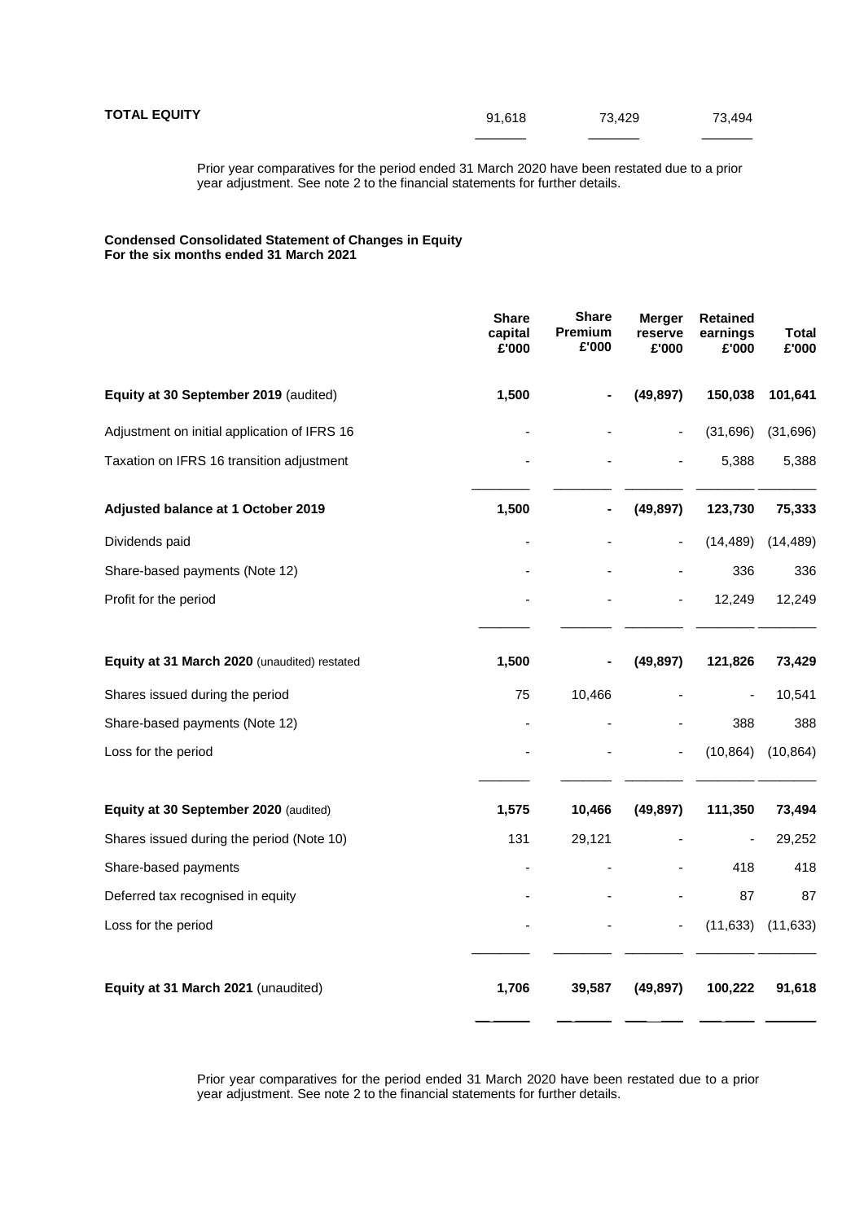| | | | |
|---|---|---|---|
| **TOTAL EQUITY** | 91,618 | 73,429 | 73,494 |

Prior year comparatives for the period ended 31 March 2020 have been restated due to a prior year adjustment. See note 2 to the financial statements for further details.

**Condensed Consolidated Statement of Changes in Equity**
**For the six months ended 31 March 2021**

| | Share capital £'000 | Share Premium £'000 | Merger reserve £'000 | Retained earnings £'000 | Total £'000 |
|---|---|---|---|---|---|
| **Equity at 30 September 2019** (audited) | **1,500** | **-** | **(49,897)** | **150,038** | **101,641** |
| Adjustment on initial application of IFRS 16 | - | - | - | (31,696) | (31,696) |
| Taxation on IFRS 16 transition adjustment | - | - | - | 5,388 | 5,388 |
| **Adjusted balance at 1 October 2019** | **1,500** | **-** | **(49,897)** | **123,730** | **75,333** |
| Dividends paid | - | - | - | (14,489) | (14,489) |
| Share-based payments (Note 12) | - | - | - | 336 | 336 |
| Profit for the period | - | - | - | 12,249 | 12,249 |
| **Equity at 31 March 2020** (unaudited) restated | **1,500** | **-** | **(49,897)** | **121,826** | **73,429** |
| Shares issued during the period | 75 | 10,466 | - | - | 10,541 |
| Share-based payments (Note 12) | - | - | - | 388 | 388 |
| Loss for the period | - | - | - | (10,864) | (10,864) |
| **Equity at 30 September 2020** (audited) | **1,575** | **10,466** | **(49,897)** | **111,350** | **73,494** |
| Shares issued during the period (Note 10) | 131 | 29,121 | - | - | 29,252 |
| Share-based payments | - | - | - | 418 | 418 |
| Deferred tax recognised in equity | - | - | - | 87 | 87 |
| Loss for the period | - | - | - | (11,633) | (11,633) |
| **Equity at 31 March 2021** (unaudited) | **1,706** | **39,587** | **(49,897)** | **100,222** | **91,618** |

Prior year comparatives for the period ended 31 March 2020 have been restated due to a prior year adjustment. See note 2 to the financial statements for further details.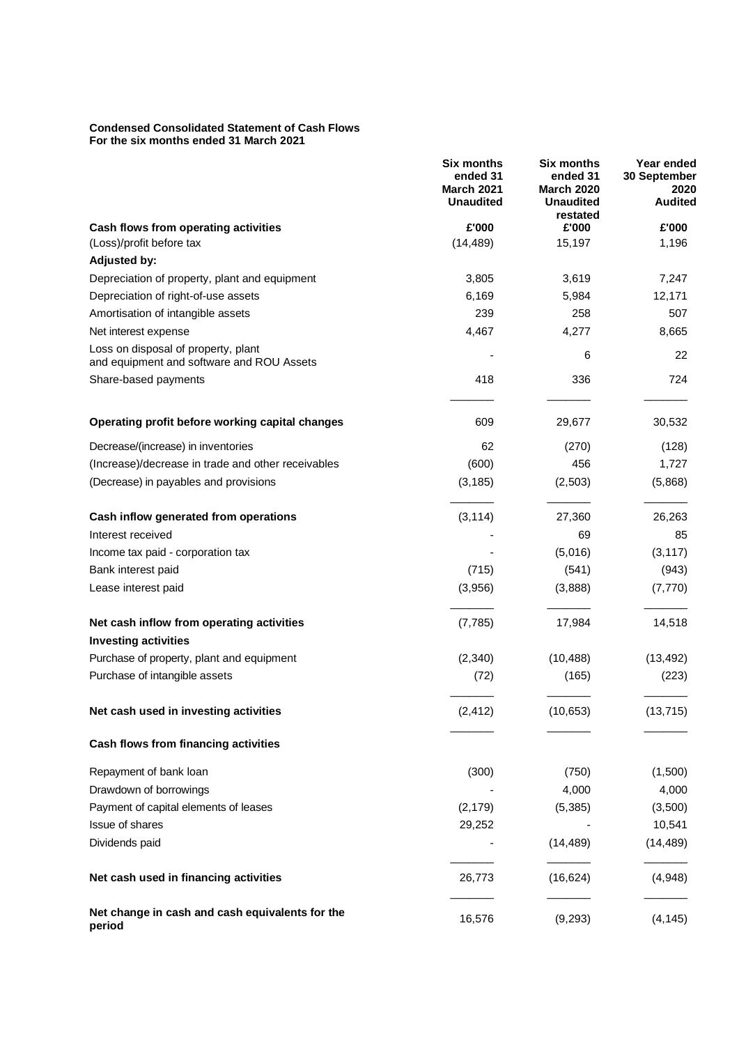**Condensed Consolidated Statement of Cash Flows**
**For the six months ended 31 March 2021**

| | Six months ended 31 March 2021 Unaudited | Six months ended 31 March 2020 Unaudited restated | Year ended 30 September 2020 Audited |
|---|---|---|---|
| **Cash flows from operating activities** | **£'000** | **£'000** | **£'000** |
| (Loss)/profit before tax | (14,489) | 15,197 | 1,196 |
| **Adjusted by:** | | | |
| Depreciation of property, plant and equipment | 3,805 | 3,619 | 7,247 |
| Depreciation of right-of-use assets | 6,169 | 5,984 | 12,171 |
| Amortisation of intangible assets | 239 | 258 | 507 |
| Net interest expense | 4,467 | 4,277 | 8,665 |
| Loss on disposal of property, plant and equipment and software and ROU Assets | - | 6 | 22 |
| Share-based payments | 418 | 336 | 724 |
| **Operating profit before working capital changes** | 609 | 29,677 | 30,532 |
| Decrease/(increase) in inventories | 62 | (270) | (128) |
| (Increase)/decrease in trade and other receivables | (600) | 456 | 1,727 |
| (Decrease) in payables and provisions | (3,185) | (2,503) | (5,868) |
| **Cash inflow generated from operations** | (3,114) | 27,360 | 26,263 |
| Interest received | - | 69 | 85 |
| Income tax paid - corporation tax | - | (5,016) | (3,117) |
| Bank interest paid | (715) | (541) | (943) |
| Lease interest paid | (3,956) | (3,888) | (7,770) |
| **Net cash inflow from operating activities** | (7,785) | 17,984 | 14,518 |
| **Investing activities** | | | |
| Purchase of property, plant and equipment | (2,340) | (10,488) | (13,492) |
| Purchase of intangible assets | (72) | (165) | (223) |
| **Net cash used in investing activities** | (2,412) | (10,653) | (13,715) |
| **Cash flows from financing activities** | | | |
| Repayment of bank loan | (300) | (750) | (1,500) |
| Drawdown of borrowings | - | 4,000 | 4,000 |
| Payment of capital elements of leases | (2,179) | (5,385) | (3,500) |
| Issue of shares | 29,252 | - | 10,541 |
| Dividends paid | - | (14,489) | (14,489) |
| **Net cash used in financing activities** | 26,773 | (16,624) | (4,948) |
| **Net change in cash and cash equivalents for the period** | 16,576 | (9,293) | (4,145) |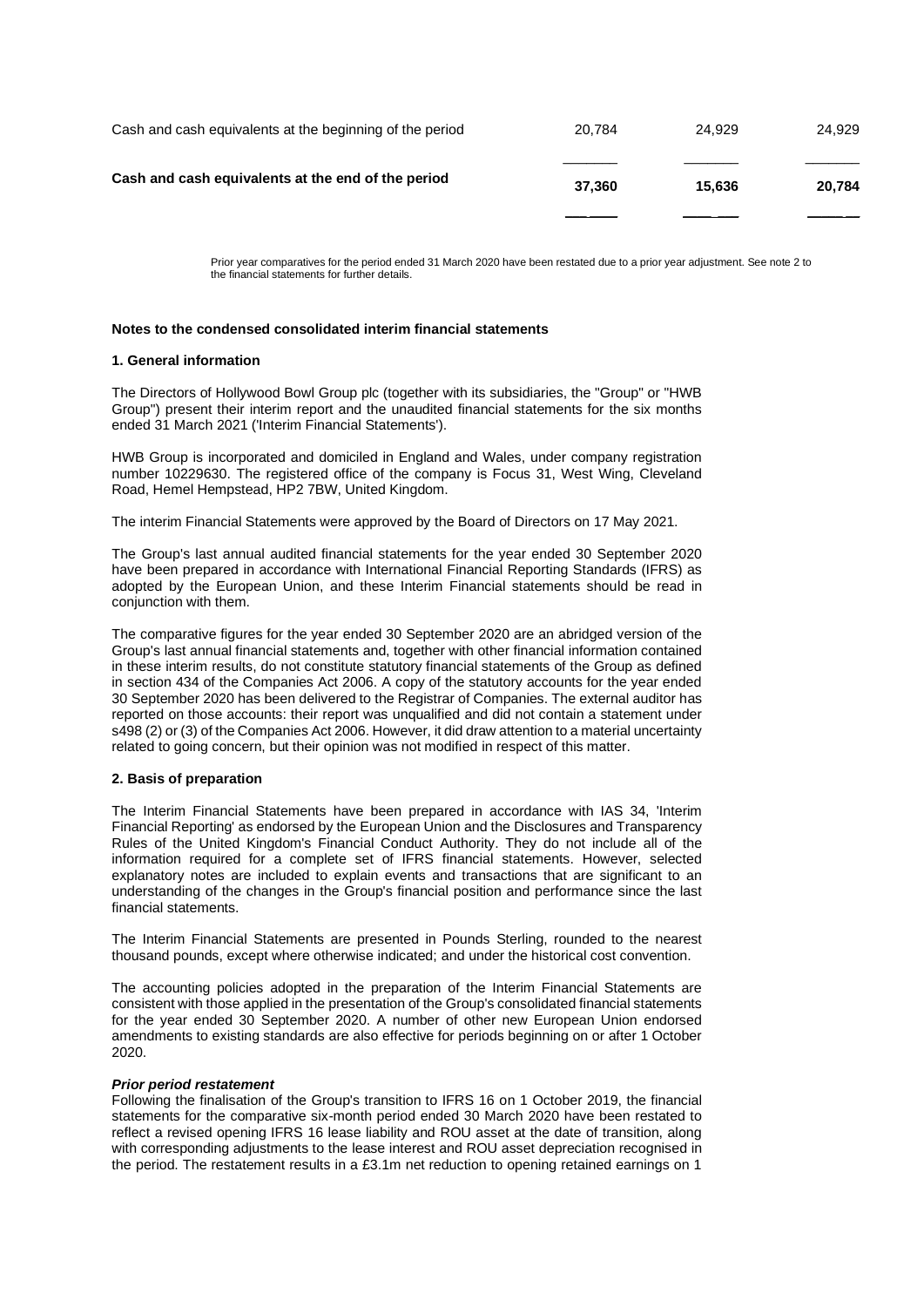| | | | |
|---|---|---|---|
| Cash and cash equivalents at the beginning of the period | 20,784 | 24,929 | 24,929 |
| **Cash and cash equivalents at the end of the period** | **37,360** | **15,636** | **20,784** |

Prior year comparatives for the period ended 31 March 2020 have been restated due to a prior year adjustment. See note 2 to the financial statements for further details.

**Notes to the condensed consolidated interim financial statements**

**1. General information**

The Directors of Hollywood Bowl Group plc (together with its subsidiaries, the "Group" or "HWB Group") present their interim report and the unaudited financial statements for the six months ended 31 March 2021 ('Interim Financial Statements').

HWB Group is incorporated and domiciled in England and Wales, under company registration number 10229630. The registered office of the company is Focus 31, West Wing, Cleveland Road, Hemel Hempstead, HP2 7BW, United Kingdom.

The interim Financial Statements were approved by the Board of Directors on 17 May 2021.

The Group's last annual audited financial statements for the year ended 30 September 2020 have been prepared in accordance with International Financial Reporting Standards (IFRS) as adopted by the European Union, and these Interim Financial statements should be read in conjunction with them.

The comparative figures for the year ended 30 September 2020 are an abridged version of the Group's last annual financial statements and, together with other financial information contained in these interim results, do not constitute statutory financial statements of the Group as defined in section 434 of the Companies Act 2006. A copy of the statutory accounts for the year ended 30 September 2020 has been delivered to the Registrar of Companies. The external auditor has reported on those accounts: their report was unqualified and did not contain a statement under s498 (2) or (3) of the Companies Act 2006. However, it did draw attention to a material uncertainty related to going concern, but their opinion was not modified in respect of this matter.

**2. Basis of preparation**

The Interim Financial Statements have been prepared in accordance with IAS 34, 'Interim Financial Reporting' as endorsed by the European Union and the Disclosures and Transparency Rules of the United Kingdom's Financial Conduct Authority. They do not include all of the information required for a complete set of IFRS financial statements. However, selected explanatory notes are included to explain events and transactions that are significant to an understanding of the changes in the Group's financial position and performance since the last financial statements.

The Interim Financial Statements are presented in Pounds Sterling, rounded to the nearest thousand pounds, except where otherwise indicated; and under the historical cost convention.

The accounting policies adopted in the preparation of the Interim Financial Statements are consistent with those applied in the presentation of the Group's consolidated financial statements for the year ended 30 September 2020. A number of other new European Union endorsed amendments to existing standards are also effective for periods beginning on or after 1 October 2020.

***Prior period restatement***

Following the finalisation of the Group's transition to IFRS 16 on 1 October 2019, the financial statements for the comparative six-month period ended 30 March 2020 have been restated to reflect a revised opening IFRS 16 lease liability and ROU asset at the date of transition, along with corresponding adjustments to the lease interest and ROU asset depreciation recognised in the period. The restatement results in a £3.1m net reduction to opening retained earnings on 1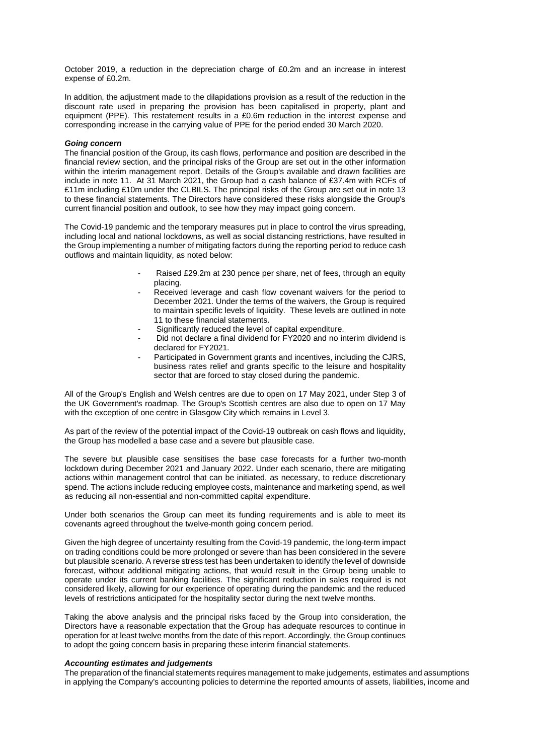October 2019, a reduction in the depreciation charge of £0.2m and an increase in interest expense of £0.2m.

In addition, the adjustment made to the dilapidations provision as a result of the reduction in the discount rate used in preparing the provision has been capitalised in property, plant and equipment (PPE). This restatement results in a £0.6m reduction in the interest expense and corresponding increase in the carrying value of PPE for the period ended 30 March 2020.

***Going concern***

The financial position of the Group, its cash flows, performance and position are described in the financial review section, and the principal risks of the Group are set out in the other information within the interim management report. Details of the Group's available and drawn facilities are include in note 11. At 31 March 2021, the Group had a cash balance of £37.4m with RCFs of £11m including £10m under the CLBILS. The principal risks of the Group are set out in note 13 to these financial statements. The Directors have considered these risks alongside the Group's current financial position and outlook, to see how they may impact going concern.

The Covid-19 pandemic and the temporary measures put in place to control the virus spreading, including local and national lockdowns, as well as social distancing restrictions, have resulted in the Group implementing a number of mitigating factors during the reporting period to reduce cash outflows and maintain liquidity, as noted below:

- Raised £29.2m at 230 pence per share, net of fees, through an equity placing.
- Received leverage and cash flow covenant waivers for the period to December 2021. Under the terms of the waivers, the Group is required to maintain specific levels of liquidity. These levels are outlined in note 11 to these financial statements.
- Significantly reduced the level of capital expenditure.
- Did not declare a final dividend for FY2020 and no interim dividend is declared for FY2021.
- Participated in Government grants and incentives, including the CJRS, business rates relief and grants specific to the leisure and hospitality sector that are forced to stay closed during the pandemic.

All of the Group's English and Welsh centres are due to open on 17 May 2021, under Step 3 of the UK Government's roadmap. The Group's Scottish centres are also due to open on 17 May with the exception of one centre in Glasgow City which remains in Level 3.

As part of the review of the potential impact of the Covid-19 outbreak on cash flows and liquidity, the Group has modelled a base case and a severe but plausible case.

The severe but plausible case sensitises the base case forecasts for a further two-month lockdown during December 2021 and January 2022. Under each scenario, there are mitigating actions within management control that can be initiated, as necessary, to reduce discretionary spend. The actions include reducing employee costs, maintenance and marketing spend, as well as reducing all non-essential and non-committed capital expenditure.

Under both scenarios the Group can meet its funding requirements and is able to meet its covenants agreed throughout the twelve-month going concern period.

Given the high degree of uncertainty resulting from the Covid-19 pandemic, the long-term impact on trading conditions could be more prolonged or severe than has been considered in the severe but plausible scenario. A reverse stress test has been undertaken to identify the level of downside forecast, without additional mitigating actions, that would result in the Group being unable to operate under its current banking facilities. The significant reduction in sales required is not considered likely, allowing for our experience of operating during the pandemic and the reduced levels of restrictions anticipated for the hospitality sector during the next twelve months.

Taking the above analysis and the principal risks faced by the Group into consideration, the Directors have a reasonable expectation that the Group has adequate resources to continue in operation for at least twelve months from the date of this report. Accordingly, the Group continues to adopt the going concern basis in preparing these interim financial statements.

***Accounting estimates and judgements***

The preparation of the financial statements requires management to make judgements, estimates and assumptions in applying the Company's accounting policies to determine the reported amounts of assets, liabilities, income and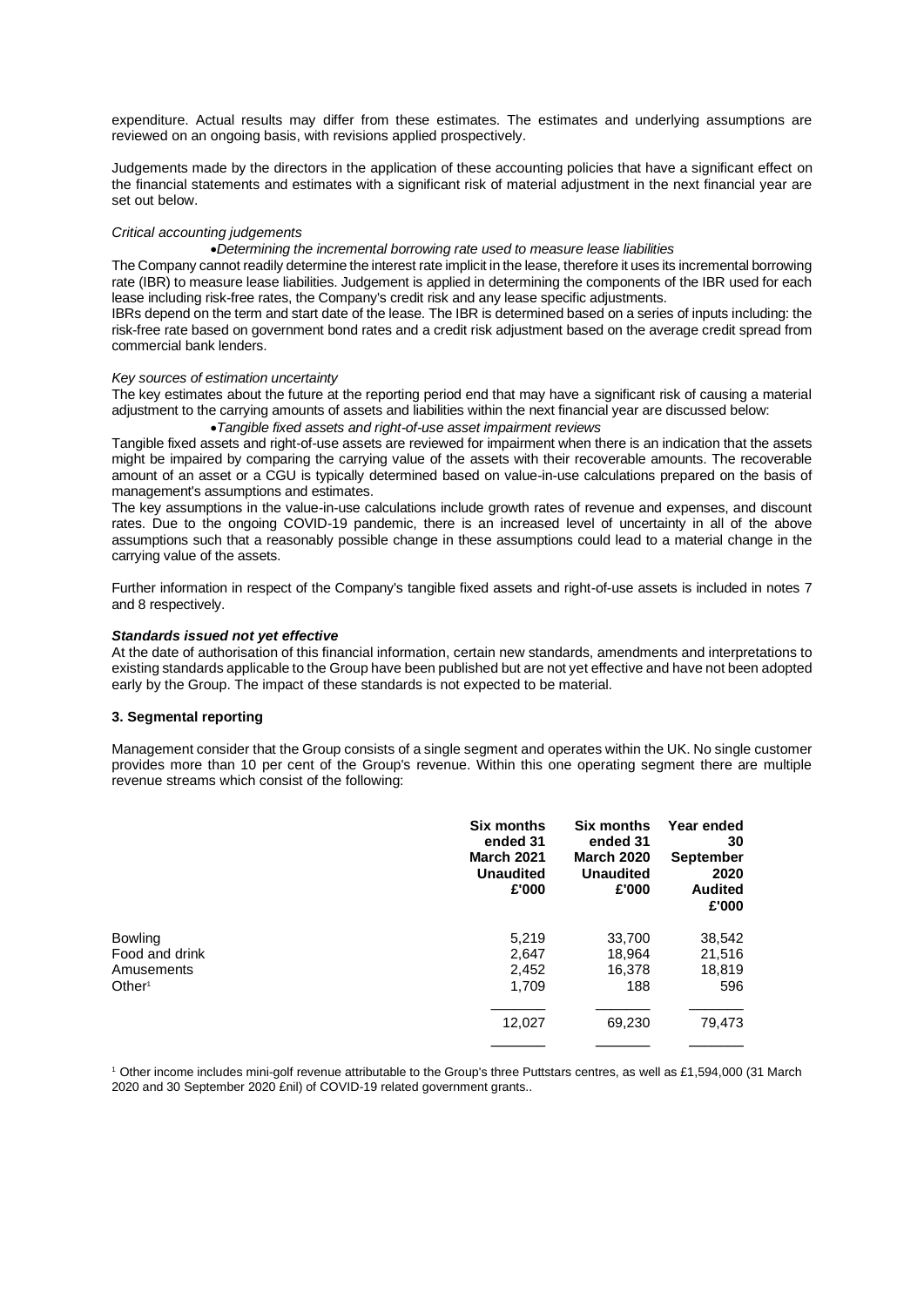expenditure. Actual results may differ from these estimates. The estimates and underlying assumptions are reviewed on an ongoing basis, with revisions applied prospectively.

Judgements made by the directors in the application of these accounting policies that have a significant effect on the financial statements and estimates with a significant risk of material adjustment in the next financial year are set out below.

*Critical accounting judgements*

- *Determining the incremental borrowing rate used to measure lease liabilities*

The Company cannot readily determine the interest rate implicit in the lease, therefore it uses its incremental borrowing rate (IBR) to measure lease liabilities. Judgement is applied in determining the components of the IBR used for each lease including risk-free rates, the Company's credit risk and any lease specific adjustments.

IBRs depend on the term and start date of the lease. The IBR is determined based on a series of inputs including: the risk-free rate based on government bond rates and a credit risk adjustment based on the average credit spread from commercial bank lenders.

*Key sources of estimation uncertainty*

The key estimates about the future at the reporting period end that may have a significant risk of causing a material adjustment to the carrying amounts of assets and liabilities within the next financial year are discussed below:

- *Tangible fixed assets and right-of-use asset impairment reviews*

Tangible fixed assets and right-of-use assets are reviewed for impairment when there is an indication that the assets might be impaired by comparing the carrying value of the assets with their recoverable amounts. The recoverable amount of an asset or a CGU is typically determined based on value-in-use calculations prepared on the basis of management's assumptions and estimates.

The key assumptions in the value-in-use calculations include growth rates of revenue and expenses, and discount rates. Due to the ongoing COVID-19 pandemic, there is an increased level of uncertainty in all of the above assumptions such that a reasonably possible change in these assumptions could lead to a material change in the carrying value of the assets.

Further information in respect of the Company's tangible fixed assets and right-of-use assets is included in notes 7 and 8 respectively.

***Standards issued not yet effective***

At the date of authorisation of this financial information, certain new standards, amendments and interpretations to existing standards applicable to the Group have been published but are not yet effective and have not been adopted early by the Group. The impact of these standards is not expected to be material.

**3. Segmental reporting**

Management consider that the Group consists of a single segment and operates within the UK. No single customer provides more than 10 per cent of the Group's revenue. Within this one operating segment there are multiple revenue streams which consist of the following:

| | Six months ended 31 March 2021 Unaudited £'000 | Six months ended 31 March 2020 Unaudited £'000 | Year ended 30 September 2020 Audited £'000 |
|---|---|---|---|
| Bowling | 5,219 | 33,700 | 38,542 |
| Food and drink | 2,647 | 18,964 | 21,516 |
| Amusements | 2,452 | 16,378 | 18,819 |
| Other[1] | 1,709 | 188 | 596 |
| | 12,027 | 69,230 | 79,473 |

[1] Other income includes mini-golf revenue attributable to the Group's three Puttstars centres, as well as £1,594,000 (31 March 2020 and 30 September 2020 £nil) of COVID-19 related government grants..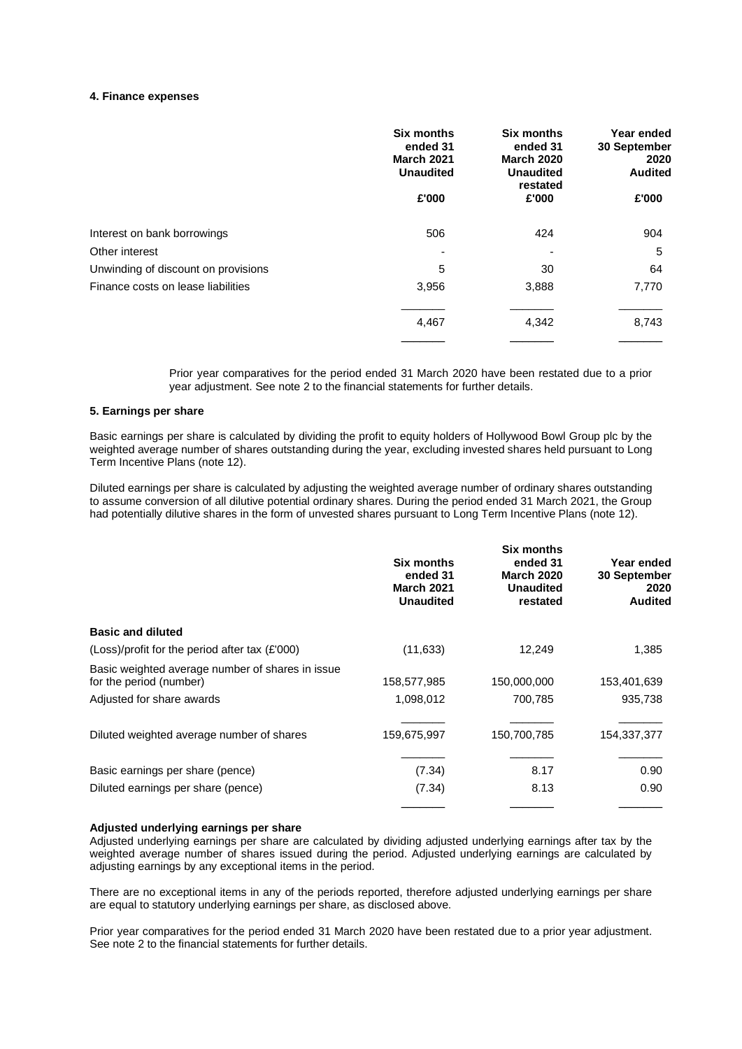#### 4. Finance expenses

| | Six months ended 31 March 2021 Unaudited £'000 | Six months ended 31 March 2020 Unaudited restated £'000 | Year ended 30 September 2020 Audited £'000 |
|---|---|---|---|
| Interest on bank borrowings | 506 | 424 | 904 |
| Other interest | - | - | 5 |
| Unwinding of discount on provisions | 5 | 30 | 64 |
| Finance costs on lease liabilities | 3,956 | 3,888 | 7,770 |
| | 4,467 | 4,342 | 8,743 |

Prior year comparatives for the period ended 31 March 2020 have been restated due to a prior year adjustment. See note 2 to the financial statements for further details.

#### 5. Earnings per share

Basic earnings per share is calculated by dividing the profit to equity holders of Hollywood Bowl Group plc by the weighted average number of shares outstanding during the year, excluding invested shares held pursuant to Long Term Incentive Plans (note 12).

Diluted earnings per share is calculated by adjusting the weighted average number of ordinary shares outstanding to assume conversion of all dilutive potential ordinary shares. During the period ended 31 March 2021, the Group had potentially dilutive shares in the form of unvested shares pursuant to Long Term Incentive Plans (note 12).

| | Six months ended 31 March 2021 Unaudited | Six months ended 31 March 2020 Unaudited restated | Year ended 30 September 2020 Audited |
|---|---|---|---|
| **Basic and diluted** | | | |
| (Loss)/profit for the period after tax (£'000) | (11,633) | 12,249 | 1,385 |
| Basic weighted average number of shares in issue for the period (number) | 158,577,985 | 150,000,000 | 153,401,639 |
| Adjusted for share awards | 1,098,012 | 700,785 | 935,738 |
| Diluted weighted average number of shares | 159,675,997 | 150,700,785 | 154,337,377 |
| Basic earnings per share (pence) | (7.34) | 8.17 | 0.90 |
| Diluted earnings per share (pence) | (7.34) | 8.13 | 0.90 |

**Adjusted underlying earnings per share**

Adjusted underlying earnings per share are calculated by dividing adjusted underlying earnings after tax by the weighted average number of shares issued during the period. Adjusted underlying earnings are calculated by adjusting earnings by any exceptional items in the period.

There are no exceptional items in any of the periods reported, therefore adjusted underlying earnings per share are equal to statutory underlying earnings per share, as disclosed above.

Prior year comparatives for the period ended 31 March 2020 have been restated due to a prior year adjustment. See note 2 to the financial statements for further details.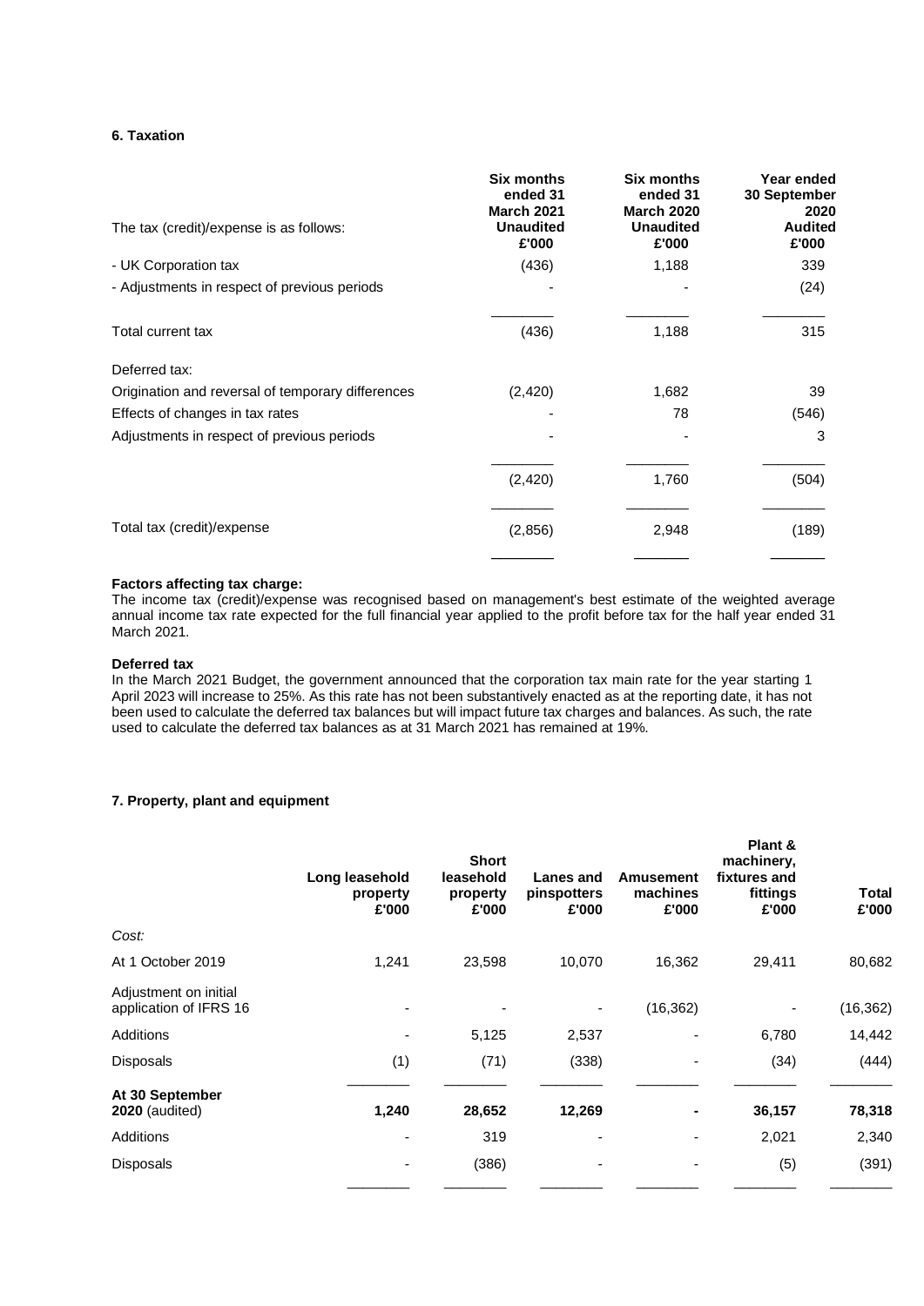**6. Taxation**

| The tax (credit)/expense is as follows: | Six months ended 31 March 2021 Unaudited £'000 | Six months ended 31 March 2020 Unaudited £'000 | Year ended 30 September 2020 Audited £'000 |
|---|---|---|---|
| - UK Corporation tax | (436) | 1,188 | 339 |
| - Adjustments in respect of previous periods | - | - | (24) |
| Total current tax | (436) | 1,188 | 315 |
| Deferred tax: | | | |
| Origination and reversal of temporary differences | (2,420) | 1,682 | 39 |
| Effects of changes in tax rates | - | 78 | (546) |
| Adjustments in respect of previous periods | - | - | 3 |
| | (2,420) | 1,760 | (504) |
| Total tax (credit)/expense | (2,856) | 2,948 | (189) |

**Factors affecting tax charge:**
The income tax (credit)/expense was recognised based on management's best estimate of the weighted average annual income tax rate expected for the full financial year applied to the profit before tax for the half year ended 31 March 2021.

**Deferred tax**
In the March 2021 Budget, the government announced that the corporation tax main rate for the year starting 1 April 2023 will increase to 25%. As this rate has not been substantively enacted as at the reporting date, it has not been used to calculate the deferred tax balances but will impact future tax charges and balances. As such, the rate used to calculate the deferred tax balances as at 31 March 2021 has remained at 19%.

**7. Property, plant and equipment**

| | Long leasehold property £'000 | Short leasehold property £'000 | Lanes and pinspotters £'000 | Amusement machines £'000 | Plant & machinery, fixtures and fittings £'000 | Total £'000 |
|---|---|---|---|---|---|---|
| *Cost:* | | | | | | |
| At 1 October 2019 | 1,241 | 23,598 | 10,070 | 16,362 | 29,411 | 80,682 |
| Adjustment on initial application of IFRS 16 | - | - | - | (16,362) | - | (16,362) |
| Additions | - | 5,125 | 2,537 | - | 6,780 | 14,442 |
| Disposals | (1) | (71) | (338) | - | (34) | (444) |
| **At 30 September 2020** (audited) | **1,240** | **28,652** | **12,269** | **-** | **36,157** | **78,318** |
| Additions | - | 319 | - | - | 2,021 | 2,340 |
| Disposals | - | (386) | - | - | (5) | (391) |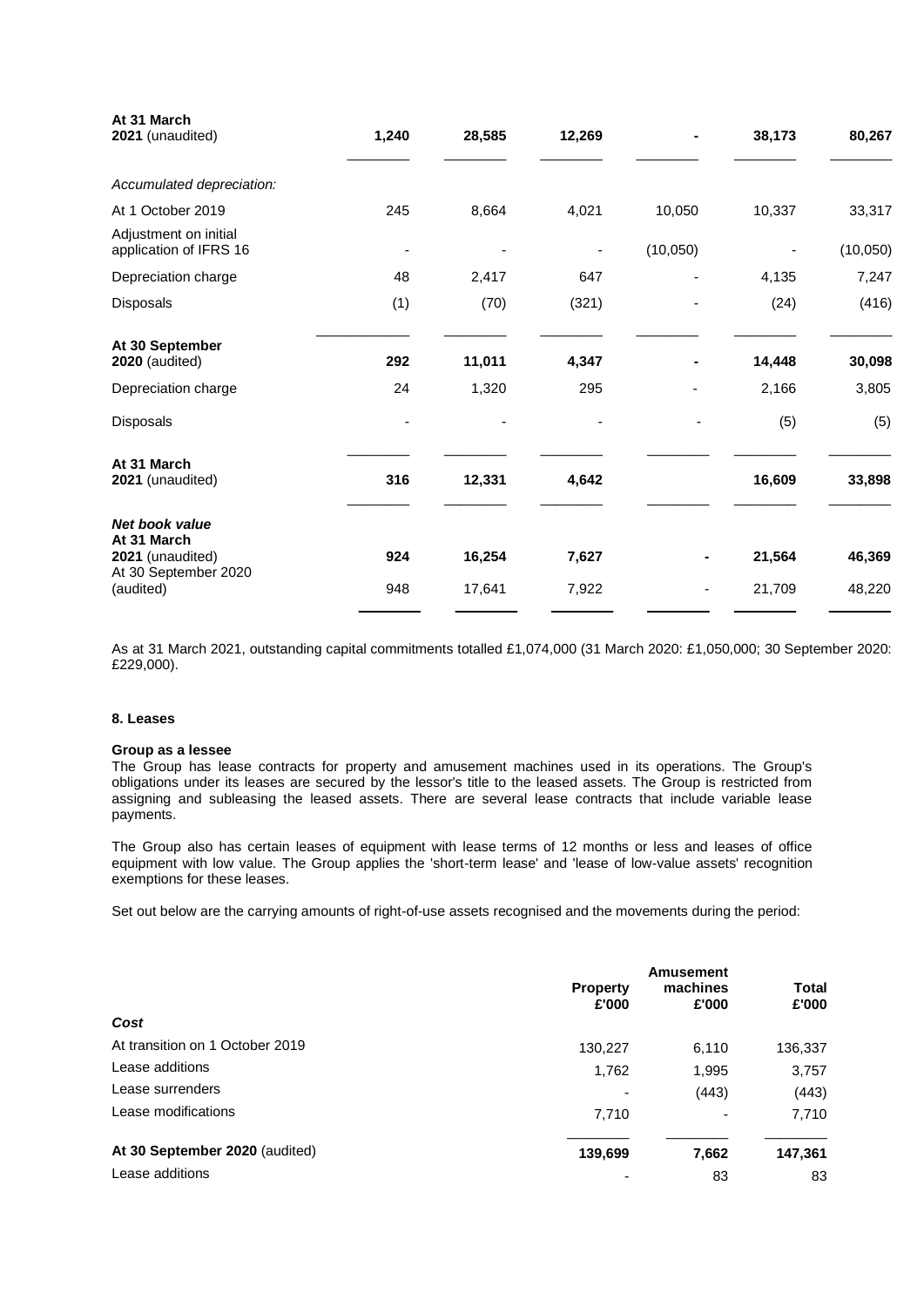| | | | | | | |
|---|---|---|---|---|---|---|
| **At 31 March 2021** (unaudited) | **1,240** | **28,585** | **12,269** | **-** | **38,173** | **80,267** |
| *Accumulated depreciation:* | | | | | | |
| At 1 October 2019 | 245 | 8,664 | 4,021 | 10,050 | 10,337 | 33,317 |
| Adjustment on initial application of IFRS 16 | - | - | - | (10,050) | - | (10,050) |
| Depreciation charge | 48 | 2,417 | 647 | - | 4,135 | 7,247 |
| Disposals | (1) | (70) | (321) | - | (24) | (416) |
| **At 30 September 2020** (audited) | **292** | **11,011** | **4,347** | **-** | **14,448** | **30,098** |
| Depreciation charge | 24 | 1,320 | 295 | - | 2,166 | 3,805 |
| Disposals | - | - | - | - | (5) | (5) |
| **At 31 March 2021** (unaudited) | **316** | **12,331** | **4,642** | | **16,609** | **33,898** |
| ***Net book value*** | | | | | | |
| **At 31 March 2021** (unaudited) | **924** | **16,254** | **7,627** | **-** | **21,564** | **46,369** |
| At 30 September 2020 (audited) | 948 | 17,641 | 7,922 | - | 21,709 | 48,220 |

As at 31 March 2021, outstanding capital commitments totalled £1,074,000 (31 March 2020: £1,050,000; 30 September 2020: £229,000).

#### 8. Leases

**Group as a lessee**

The Group has lease contracts for property and amusement machines used in its operations. The Group's obligations under its leases are secured by the lessor's title to the leased assets. The Group is restricted from assigning and subleasing the leased assets. There are several lease contracts that include variable lease payments.

The Group also has certain leases of equipment with lease terms of 12 months or less and leases of office equipment with low value. The Group applies the 'short-term lease' and 'lease of low-value assets' recognition exemptions for these leases.

Set out below are the carrying amounts of right-of-use assets recognised and the movements during the period:

| | Property £'000 | Amusement machines £'000 | Total £'000 |
|---|---|---|---|
| ***Cost*** | | | |
| At transition on 1 October 2019 | 130,227 | 6,110 | 136,337 |
| Lease additions | 1,762 | 1,995 | 3,757 |
| Lease surrenders | - | (443) | (443) |
| Lease modifications | 7,710 | - | 7,710 |
| **At 30 September 2020** (audited) | **139,699** | **7,662** | **147,361** |
| Lease additions | - | 83 | 83 |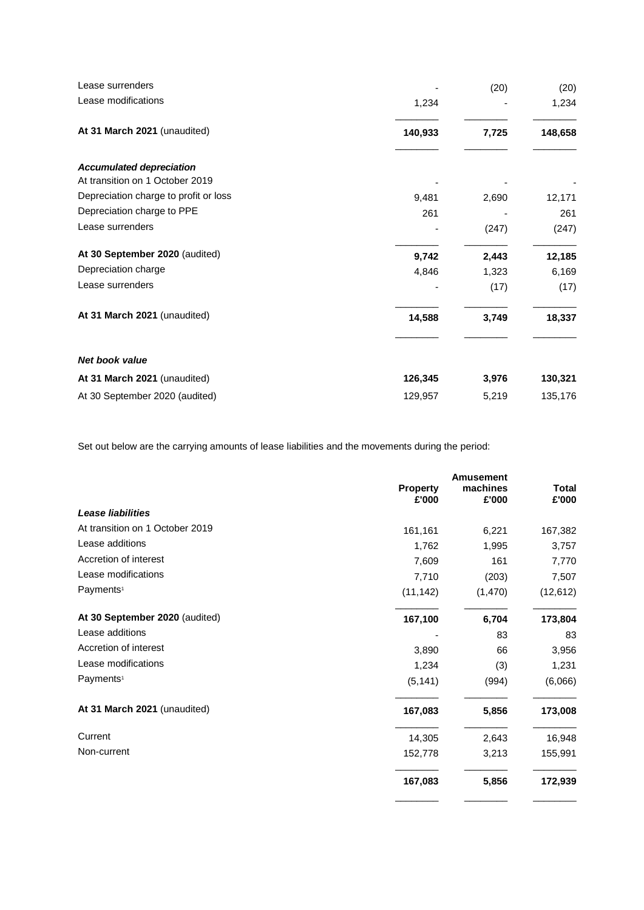| | | | |
|---|---|---|---|
| Lease surrenders | - | (20) | (20) |
| Lease modifications | 1,234 | - | 1,234 |
| **At 31 March 2021** (unaudited) | **140,933** | **7,725** | **148,658** |
| ***Accumulated depreciation*** | | | |
| At transition on 1 October 2019 | - | - | - |
| Depreciation charge to profit or loss | 9,481 | 2,690 | 12,171 |
| Depreciation charge to PPE | 261 | - | 261 |
| Lease surrenders | - | (247) | (247) |
| **At 30 September 2020** (audited) | **9,742** | **2,443** | **12,185** |
| Depreciation charge | 4,846 | 1,323 | 6,169 |
| Lease surrenders | - | (17) | (17) |
| **At 31 March 2021** (unaudited) | **14,588** | **3,749** | **18,337** |
| ***Net book value*** | | | |
| **At 31 March 2021** (unaudited) | **126,345** | **3,976** | **130,321** |
| At 30 September 2020 (audited) | 129,957 | 5,219 | 135,176 |

Set out below are the carrying amounts of lease liabilities and the movements during the period:

| | **Property £'000** | **Amusement machines £'000** | **Total £'000** |
|---|---|---|---|
| ***Lease liabilities*** | | | |
| At transition on 1 October 2019 | 161,161 | 6,221 | 167,382 |
| Lease additions | 1,762 | 1,995 | 3,757 |
| Accretion of interest | 7,609 | 161 | 7,770 |
| Lease modifications | 7,710 | (203) | 7,507 |
| Payments[1] | (11,142) | (1,470) | (12,612) |
| **At 30 September 2020** (audited) | **167,100** | **6,704** | **173,804** |
| Lease additions | - | 83 | 83 |
| Accretion of interest | 3,890 | 66 | 3,956 |
| Lease modifications | 1,234 | (3) | 1,231 |
| Payments[1] | (5,141) | (994) | (6,066) |
| **At 31 March 2021** (unaudited) | **167,083** | **5,856** | **173,008** |
| Current | 14,305 | 2,643 | 16,948 |
| Non-current | 152,778 | 3,213 | 155,991 |
| | **167,083** | **5,856** | **172,939** |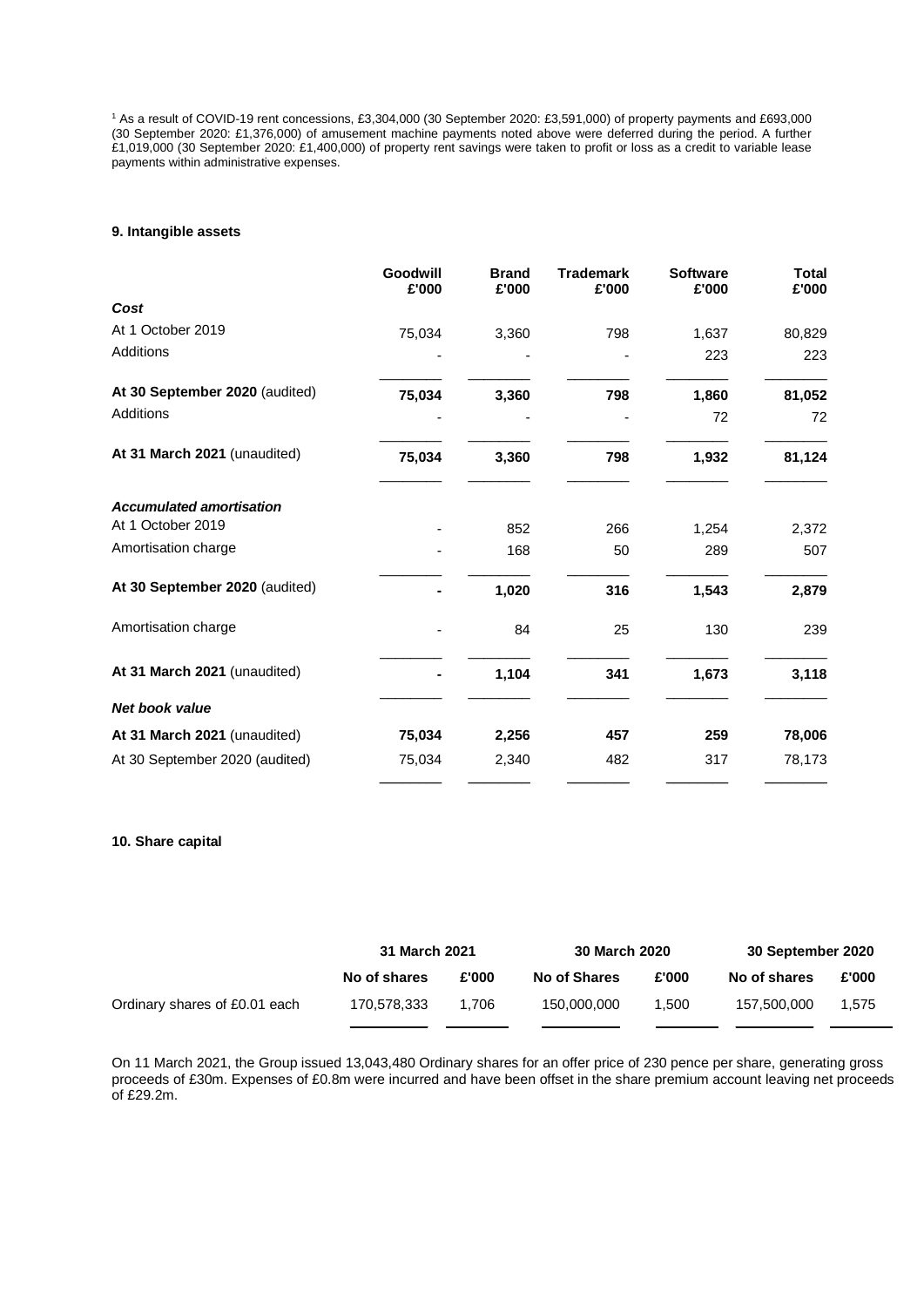[1] As a result of COVID-19 rent concessions, £3,304,000 (30 September 2020: £3,591,000) of property payments and £693,000 (30 September 2020: £1,376,000) of amusement machine payments noted above were deferred during the period. A further £1,019,000 (30 September 2020: £1,400,000) of property rent savings were taken to profit or loss as a credit to variable lease payments within administrative expenses.

**9. Intangible assets**

| | Goodwill £'000 | Brand £'000 | Trademark £'000 | Software £'000 | Total £'000 |
|---|---|---|---|---|---|
| ***Cost*** | | | | | |
| At 1 October 2019 | 75,034 | 3,360 | 798 | 1,637 | 80,829 |
| Additions | - | - | - | 223 | 223 |
| **At 30 September 2020** (audited) | **75,034** | **3,360** | **798** | **1,860** | **81,052** |
| Additions | - | - | - | 72 | 72 |
| **At 31 March 2021** (unaudited) | **75,034** | **3,360** | **798** | **1,932** | **81,124** |
| ***Accumulated amortisation*** | | | | | |
| At 1 October 2019 | - | 852 | 266 | 1,254 | 2,372 |
| Amortisation charge | - | 168 | 50 | 289 | 507 |
| **At 30 September 2020** (audited) | **-** | **1,020** | **316** | **1,543** | **2,879** |
| Amortisation charge | - | 84 | 25 | 130 | 239 |
| **At 31 March 2021** (unaudited) | **-** | **1,104** | **341** | **1,673** | **3,118** |
| ***Net book value*** | | | | | |
| **At 31 March 2021** (unaudited) | **75,034** | **2,256** | **457** | **259** | **78,006** |
| At 30 September 2020 (audited) | 75,034 | 2,340 | 482 | 317 | 78,173 |

**10. Share capital**

| | 31 March 2021 | | 30 March 2020 | | 30 September 2020 | |
|---|---|---|---|---|---|---|
| | **No of shares** | **£'000** | **No of Shares** | **£'000** | **No of shares** | **£'000** |
| Ordinary shares of £0.01 each | 170,578,333 | 1,706 | 150,000,000 | 1,500 | 157,500,000 | 1,575 |

On 11 March 2021, the Group issued 13,043,480 Ordinary shares for an offer price of 230 pence per share, generating gross proceeds of £30m. Expenses of £0.8m were incurred and have been offset in the share premium account leaving net proceeds of £29.2m.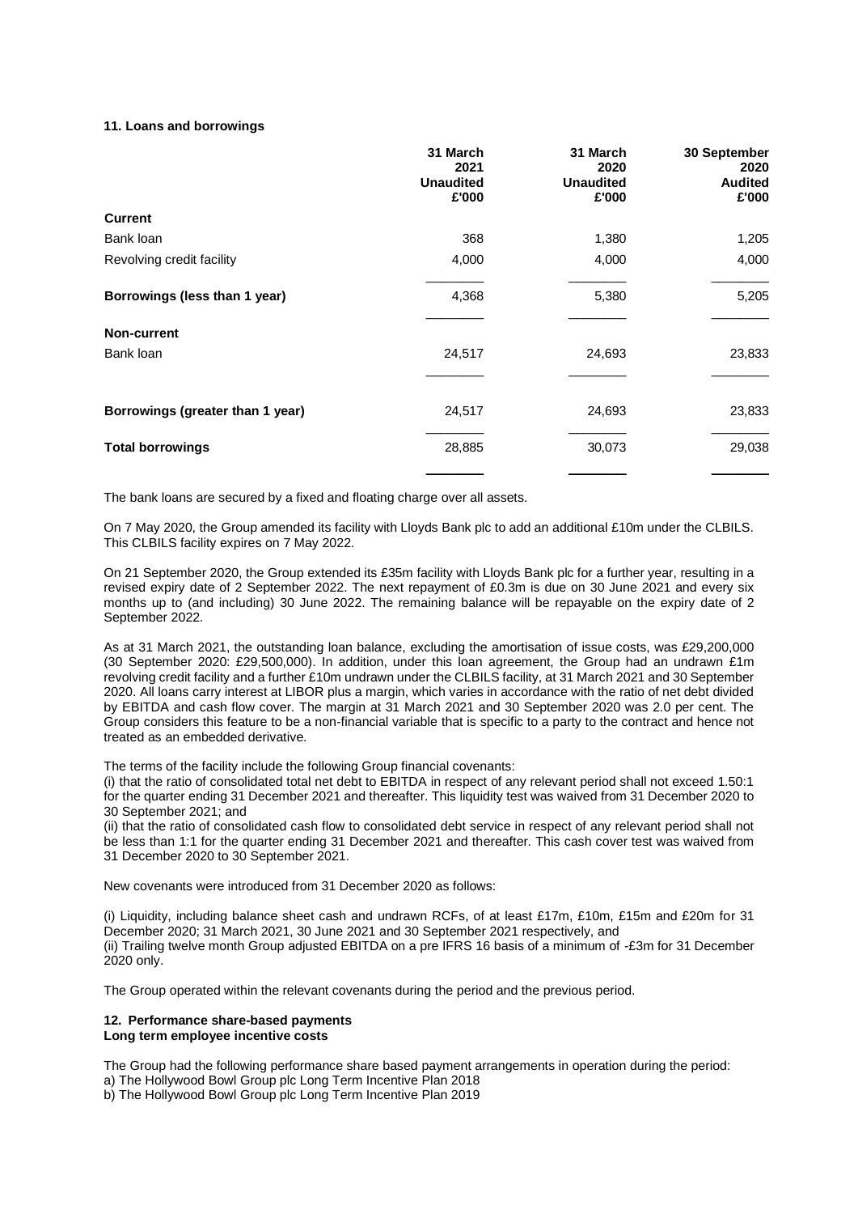**11. Loans and borrowings**

| | 31 March 2021 Unaudited £'000 | 31 March 2020 Unaudited £'000 | 30 September 2020 Audited £'000 |
|---|---|---|---|
| **Current** | | | |
| Bank loan | 368 | 1,380 | 1,205 |
| Revolving credit facility | 4,000 | 4,000 | 4,000 |
| **Borrowings (less than 1 year)** | 4,368 | 5,380 | 5,205 |
| **Non-current** | | | |
| Bank loan | 24,517 | 24,693 | 23,833 |
| **Borrowings (greater than 1 year)** | 24,517 | 24,693 | 23,833 |
| **Total borrowings** | 28,885 | 30,073 | 29,038 |

The bank loans are secured by a fixed and floating charge over all assets.

On 7 May 2020, the Group amended its facility with Lloyds Bank plc to add an additional £10m under the CLBILS. This CLBILS facility expires on 7 May 2022.

On 21 September 2020, the Group extended its £35m facility with Lloyds Bank plc for a further year, resulting in a revised expiry date of 2 September 2022. The next repayment of £0.3m is due on 30 June 2021 and every six months up to (and including) 30 June 2022. The remaining balance will be repayable on the expiry date of 2 September 2022.

As at 31 March 2021, the outstanding loan balance, excluding the amortisation of issue costs, was £29,200,000 (30 September 2020: £29,500,000). In addition, under this loan agreement, the Group had an undrawn £1m revolving credit facility and a further £10m undrawn under the CLBILS facility, at 31 March 2021 and 30 September 2020. All loans carry interest at LIBOR plus a margin, which varies in accordance with the ratio of net debt divided by EBITDA and cash flow cover. The margin at 31 March 2021 and 30 September 2020 was 2.0 per cent. The Group considers this feature to be a non-financial variable that is specific to a party to the contract and hence not treated as an embedded derivative.

The terms of the facility include the following Group financial covenants:
(i) that the ratio of consolidated total net debt to EBITDA in respect of any relevant period shall not exceed 1.50:1 for the quarter ending 31 December 2021 and thereafter. This liquidity test was waived from 31 December 2020 to 30 September 2021; and
(ii) that the ratio of consolidated cash flow to consolidated debt service in respect of any relevant period shall not be less than 1:1 for the quarter ending 31 December 2021 and thereafter. This cash cover test was waived from 31 December 2020 to 30 September 2021.

New covenants were introduced from 31 December 2020 as follows:

(i) Liquidity, including balance sheet cash and undrawn RCFs, of at least £17m, £10m, £15m and £20m for 31 December 2020; 31 March 2021, 30 June 2021 and 30 September 2021 respectively, and
(ii) Trailing twelve month Group adjusted EBITDA on a pre IFRS 16 basis of a minimum of -£3m for 31 December 2020 only.

The Group operated within the relevant covenants during the period and the previous period.

**12. Performance share-based payments**
**Long term employee incentive costs**

The Group had the following performance share based payment arrangements in operation during the period:
a) The Hollywood Bowl Group plc Long Term Incentive Plan 2018
b) The Hollywood Bowl Group plc Long Term Incentive Plan 2019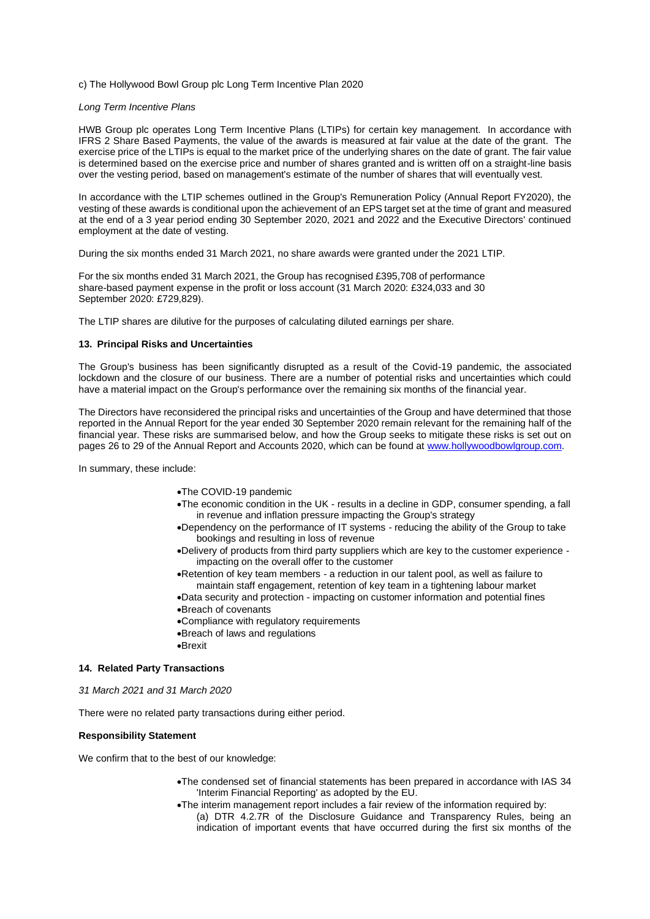c) The Hollywood Bowl Group plc Long Term Incentive Plan 2020

*Long Term Incentive Plans*

HWB Group plc operates Long Term Incentive Plans (LTIPs) for certain key management. In accordance with IFRS 2 Share Based Payments, the value of the awards is measured at fair value at the date of the grant. The exercise price of the LTIPs is equal to the market price of the underlying shares on the date of grant. The fair value is determined based on the exercise price and number of shares granted and is written off on a straight-line basis over the vesting period, based on management's estimate of the number of shares that will eventually vest.

In accordance with the LTIP schemes outlined in the Group's Remuneration Policy (Annual Report FY2020), the vesting of these awards is conditional upon the achievement of an EPS target set at the time of grant and measured at the end of a 3 year period ending 30 September 2020, 2021 and 2022 and the Executive Directors' continued employment at the date of vesting.

During the six months ended 31 March 2021, no share awards were granted under the 2021 LTIP.

For the six months ended 31 March 2021, the Group has recognised £395,708 of performance share-based payment expense in the profit or loss account (31 March 2020: £324,033 and 30 September 2020: £729,829).

The LTIP shares are dilutive for the purposes of calculating diluted earnings per share.

### 13. Principal Risks and Uncertainties

The Group's business has been significantly disrupted as a result of the Covid-19 pandemic, the associated lockdown and the closure of our business. There are a number of potential risks and uncertainties which could have a material impact on the Group's performance over the remaining six months of the financial year.

The Directors have reconsidered the principal risks and uncertainties of the Group and have determined that those reported in the Annual Report for the year ended 30 September 2020 remain relevant for the remaining half of the financial year. These risks are summarised below, and how the Group seeks to mitigate these risks is set out on pages 26 to 29 of the Annual Report and Accounts 2020, which can be found at www.hollywoodbowlgroup.com.

In summary, these include:

- The COVID-19 pandemic
- The economic condition in the UK - results in a decline in GDP, consumer spending, a fall in revenue and inflation pressure impacting the Group's strategy
- Dependency on the performance of IT systems - reducing the ability of the Group to take bookings and resulting in loss of revenue
- Delivery of products from third party suppliers which are key to the customer experience - impacting on the overall offer to the customer
- Retention of key team members - a reduction in our talent pool, as well as failure to maintain staff engagement, retention of key team in a tightening labour market
- Data security and protection - impacting on customer information and potential fines
- Breach of covenants
- Compliance with regulatory requirements
- Breach of laws and regulations
- Brexit

### 14. Related Party Transactions

*31 March 2021 and 31 March 2020*

There were no related party transactions during either period.

**Responsibility Statement**

We confirm that to the best of our knowledge:

- The condensed set of financial statements has been prepared in accordance with IAS 34 'Interim Financial Reporting' as adopted by the EU.
- The interim management report includes a fair review of the information required by:
  (a) DTR 4.2.7R of the Disclosure Guidance and Transparency Rules, being an indication of important events that have occurred during the first six months of the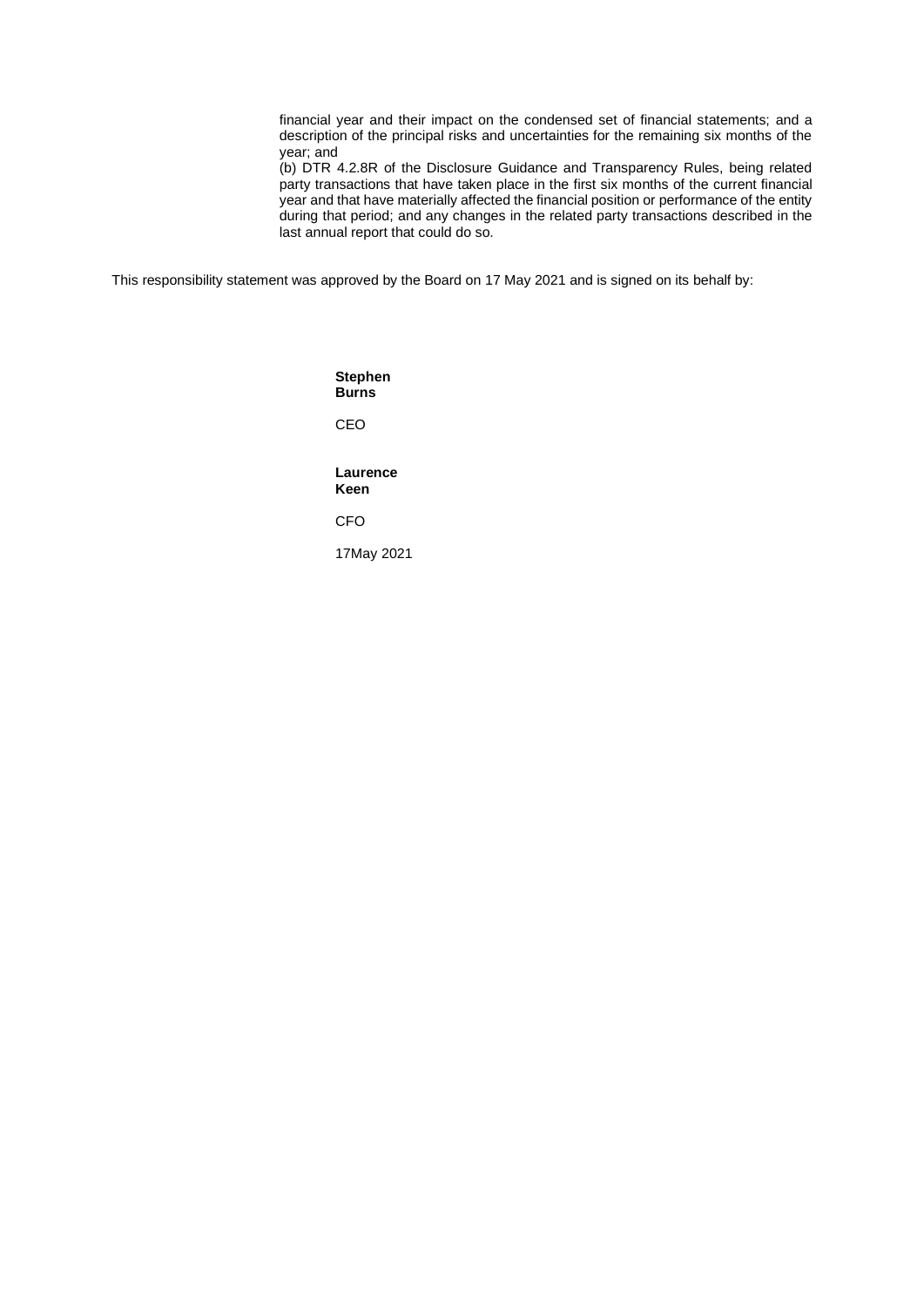financial year and their impact on the condensed set of financial statements; and a description of the principal risks and uncertainties for the remaining six months of the year; and

(b) DTR 4.2.8R of the Disclosure Guidance and Transparency Rules, being related party transactions that have taken place in the first six months of the current financial year and that have materially affected the financial position or performance of the entity during that period; and any changes in the related party transactions described in the last annual report that could do so.

This responsibility statement was approved by the Board on 17 May 2021 and is signed on its behalf by:

**Stephen Burns**

CEO

**Laurence Keen**

CFO

17May 2021